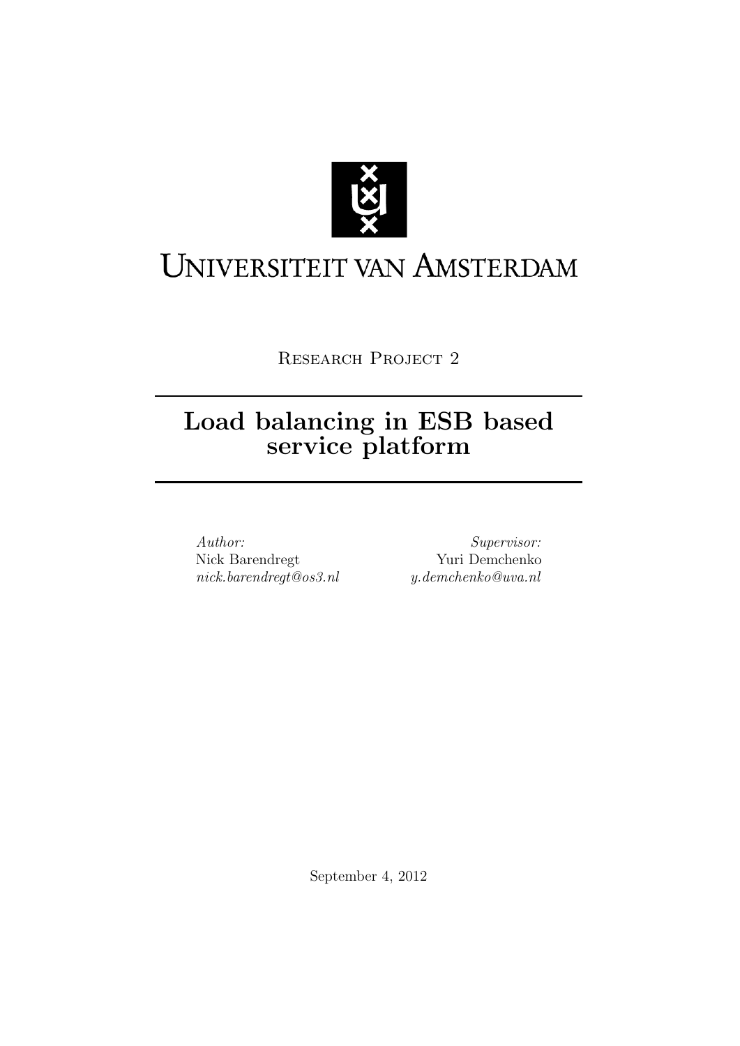Universiteit van Amsterdam

Research Project 2

# Load balancing in ESB based service platform

*Author:*
Nick Barendregt
*nick.barendregt@os3.nl*

*Supervisor:*
Yuri Demchenko
*y.demchenko@uva.nl*

September 4, 2012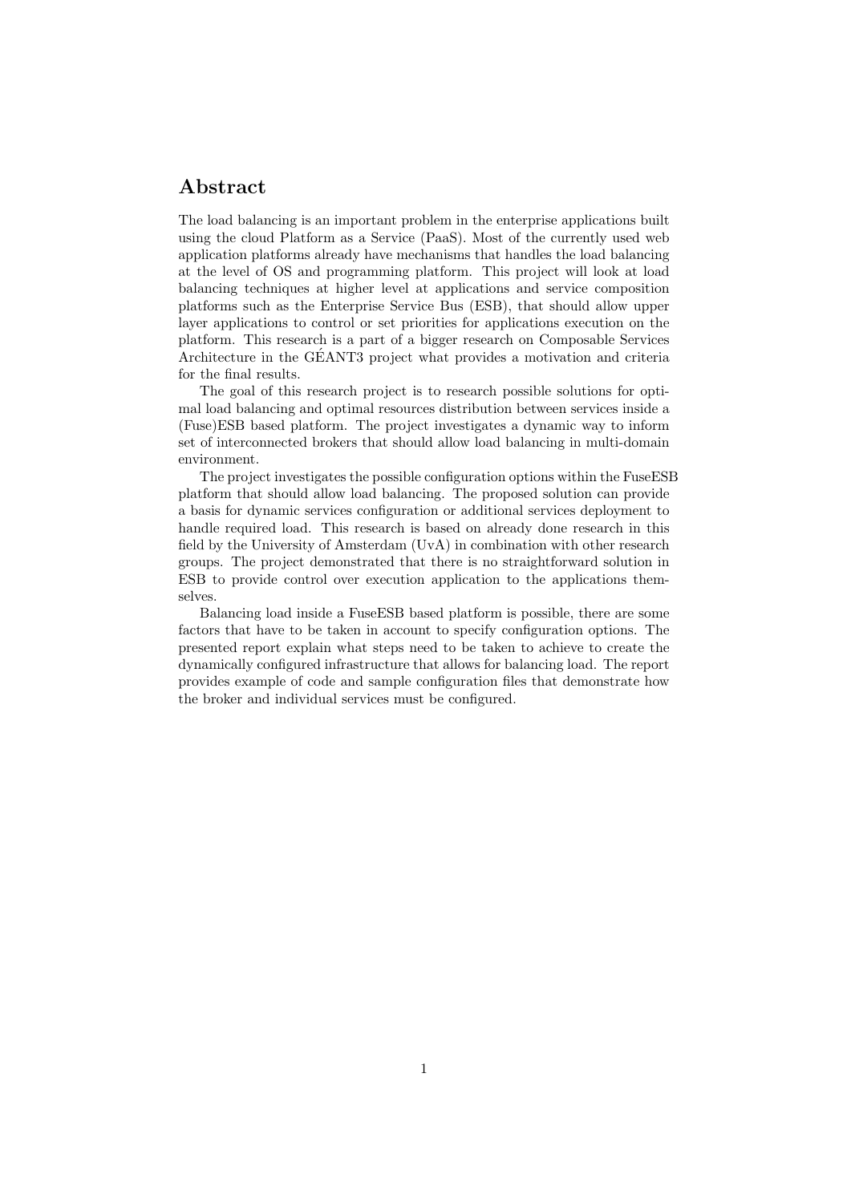## Abstract

The load balancing is an important problem in the enterprise applications built using the cloud Platform as a Service (PaaS). Most of the currently used web application platforms already have mechanisms that handles the load balancing at the level of OS and programming platform. This project will look at load balancing techniques at higher level at applications and service composition platforms such as the Enterprise Service Bus (ESB), that should allow upper layer applications to control or set priorities for applications execution on the platform. This research is a part of a bigger research on Composable Services Architecture in the GÉANT3 project what provides a motivation and criteria for the final results.

The goal of this research project is to research possible solutions for optimal load balancing and optimal resources distribution between services inside a (Fuse)ESB based platform. The project investigates a dynamic way to inform set of interconnected brokers that should allow load balancing in multi-domain environment.

The project investigates the possible configuration options within the FuseESB platform that should allow load balancing. The proposed solution can provide a basis for dynamic services configuration or additional services deployment to handle required load. This research is based on already done research in this field by the University of Amsterdam (UvA) in combination with other research groups. The project demonstrated that there is no straightforward solution in ESB to provide control over execution application to the applications themselves.

Balancing load inside a FuseESB based platform is possible, there are some factors that have to be taken in account to specify configuration options. The presented report explain what steps need to be taken to achieve to create the dynamically configured infrastructure that allows for balancing load. The report provides example of code and sample configuration files that demonstrate how the broker and individual services must be configured.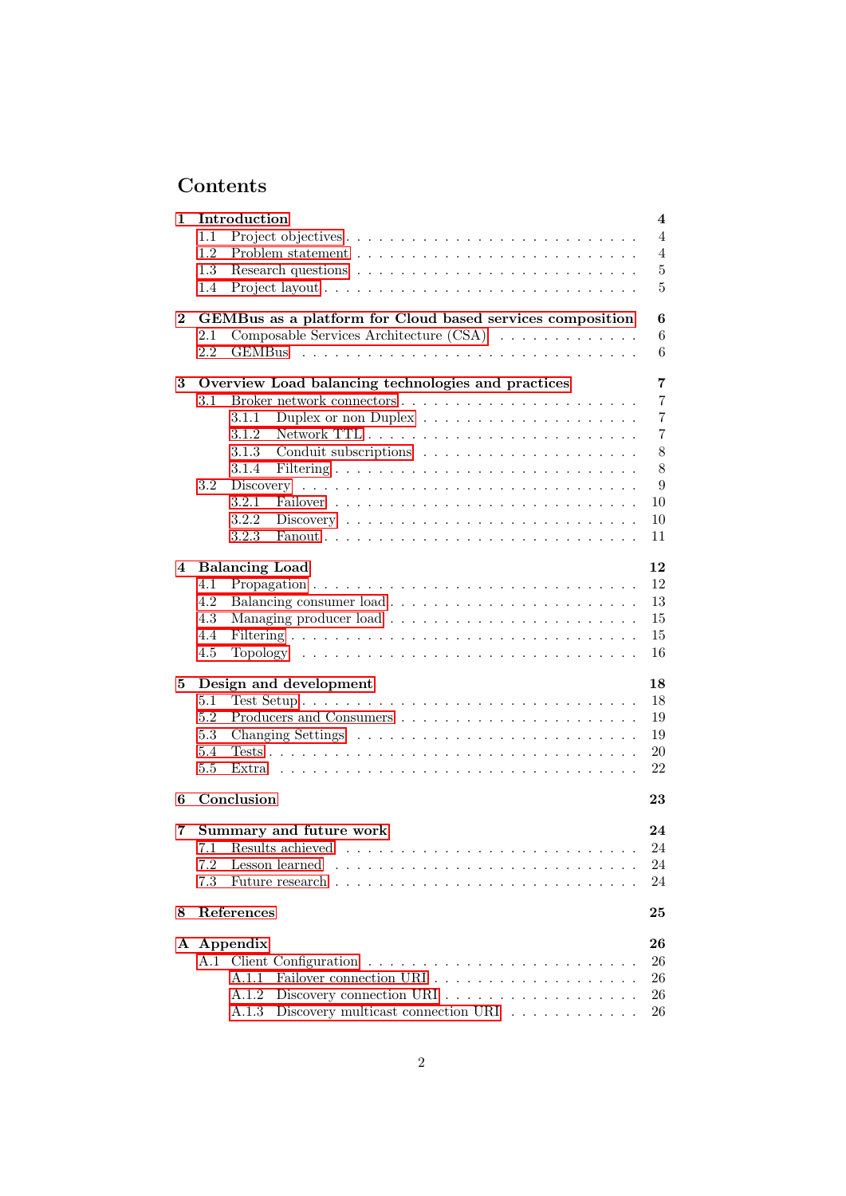# Contents

**1 Introduction** **4**
- 1.1 Project objectives . . . . . . . . . . . . . . . . . . . . . . . . 4
- 1.2 Problem statement . . . . . . . . . . . . . . . . . . . . . . . . 4
- 1.3 Research questions . . . . . . . . . . . . . . . . . . . . . . . . 5
- 1.4 Project layout . . . . . . . . . . . . . . . . . . . . . . . . . . 5

**2 GEMBus as a platform for Cloud based services composition** **6**
- 2.1 Composable Services Architecture (CSA) . . . . . . . . . . . . 6
- 2.2 GEMBus . . . . . . . . . . . . . . . . . . . . . . . . . . . . . 6

**3 Overview Load balancing technologies and practices** **7**
- 3.1 Broker network connectors . . . . . . . . . . . . . . . . . . . . 7
  - 3.1.1 Duplex or non Duplex . . . . . . . . . . . . . . . . . . . 7
  - 3.1.2 Network TTL . . . . . . . . . . . . . . . . . . . . . . . 7
  - 3.1.3 Conduit subscriptions . . . . . . . . . . . . . . . . . . . 8
  - 3.1.4 Filtering . . . . . . . . . . . . . . . . . . . . . . . . . . 8
- 3.2 Discovery . . . . . . . . . . . . . . . . . . . . . . . . . . . . 9
  - 3.2.1 Failover . . . . . . . . . . . . . . . . . . . . . . . . . . 10
  - 3.2.2 Discovery . . . . . . . . . . . . . . . . . . . . . . . . . 10
  - 3.2.3 Fanout . . . . . . . . . . . . . . . . . . . . . . . . . . 11

**4 Balancing Load** **12**
- 4.1 Propagation . . . . . . . . . . . . . . . . . . . . . . . . . . . 12
- 4.2 Balancing consumer load . . . . . . . . . . . . . . . . . . . . . 13
- 4.3 Managing producer load . . . . . . . . . . . . . . . . . . . . . 15
- 4.4 Filtering . . . . . . . . . . . . . . . . . . . . . . . . . . . . . 15
- 4.5 Topology . . . . . . . . . . . . . . . . . . . . . . . . . . . . . 16

**5 Design and development** **18**
- 5.1 Test Setup . . . . . . . . . . . . . . . . . . . . . . . . . . . . 18
- 5.2 Producers and Consumers . . . . . . . . . . . . . . . . . . . . 19
- 5.3 Changing Settings . . . . . . . . . . . . . . . . . . . . . . . . 19
- 5.4 Tests . . . . . . . . . . . . . . . . . . . . . . . . . . . . . . . 20
- 5.5 Extra . . . . . . . . . . . . . . . . . . . . . . . . . . . . . . . 22

**6 Conclusion** **23**

**7 Summary and future work** **24**
- 7.1 Results achieved . . . . . . . . . . . . . . . . . . . . . . . . . 24
- 7.2 Lesson learned . . . . . . . . . . . . . . . . . . . . . . . . . . 24
- 7.3 Future research . . . . . . . . . . . . . . . . . . . . . . . . . . 24

**8 References** **25**

**A Appendix** **26**
- A.1 Client Configuration . . . . . . . . . . . . . . . . . . . . . . . 26
  - A.1.1 Failover connection URI . . . . . . . . . . . . . . . . . . 26
  - A.1.2 Discovery connection URI . . . . . . . . . . . . . . . . . 26
  - A.1.3 Discovery multicast connection URI . . . . . . . . . . . . 26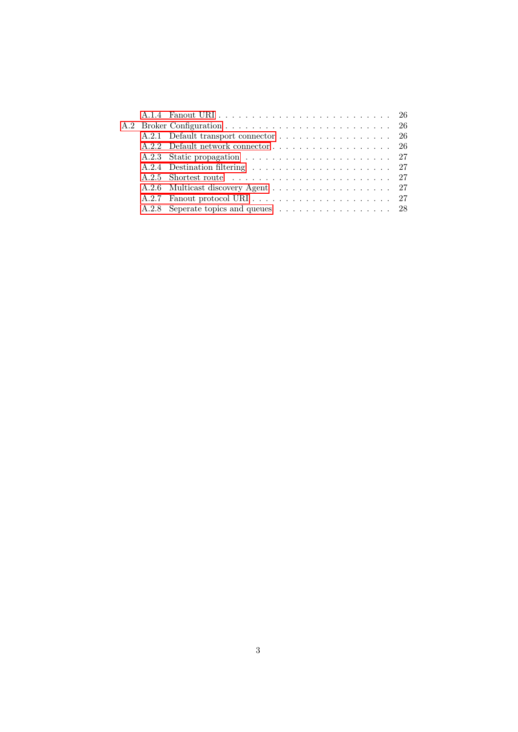- A.1.4 Fanout URI . . . . . . . . . . . . . . . . . . . . . . . . . . 26
- A.2 Broker Configuration . . . . . . . . . . . . . . . . . . . . . . . . . . 26
  - A.2.1 Default transport connector . . . . . . . . . . . . . . . . . . 26
  - A.2.2 Default network connector . . . . . . . . . . . . . . . . . . 26
  - A.2.3 Static propagation . . . . . . . . . . . . . . . . . . . . . . 27
  - A.2.4 Destination filtering . . . . . . . . . . . . . . . . . . . . . 27
  - A.2.5 Shortest route . . . . . . . . . . . . . . . . . . . . . . . . 27
  - A.2.6 Multicast discovery Agent . . . . . . . . . . . . . . . . . . 27
  - A.2.7 Fanout protocol URI . . . . . . . . . . . . . . . . . . . . . 27
  - A.2.8 Seperate topics and queues . . . . . . . . . . . . . . . . . 28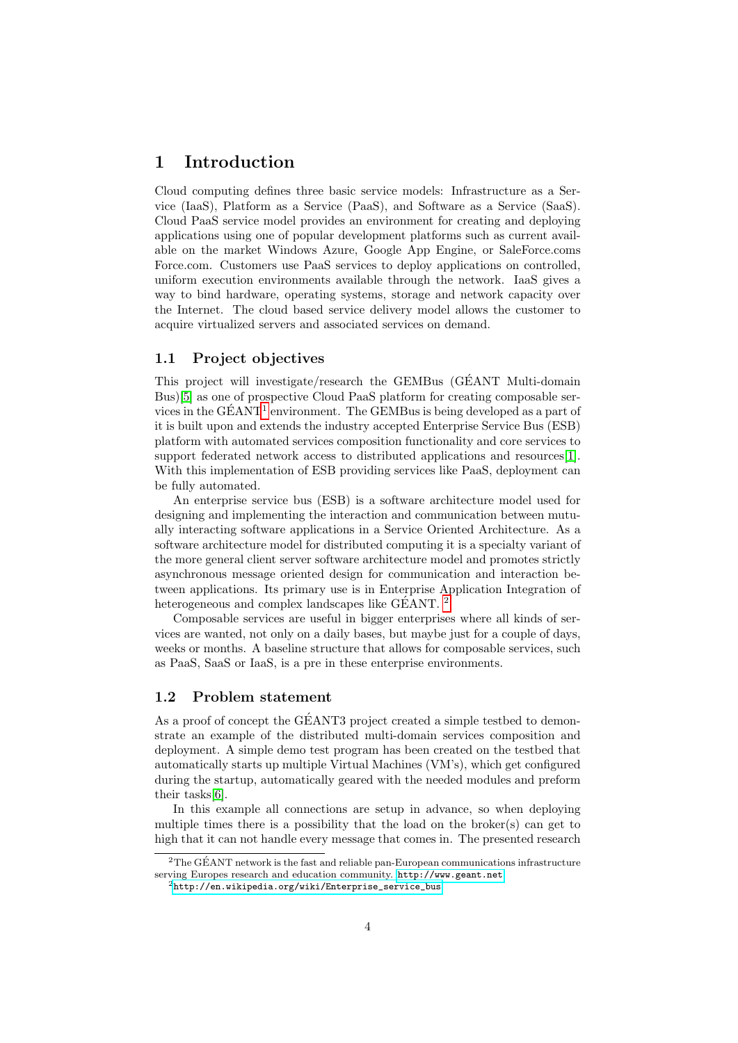# 1 Introduction

Cloud computing defines three basic service models: Infrastructure as a Service (IaaS), Platform as a Service (PaaS), and Software as a Service (SaaS). Cloud PaaS service model provides an environment for creating and deploying applications using one of popular development platforms such as current available on the market Windows Azure, Google App Engine, or SaleForce.coms Force.com. Customers use PaaS services to deploy applications on controlled, uniform execution environments available through the network. IaaS gives a way to bind hardware, operating systems, storage and network capacity over the Internet. The cloud based service delivery model allows the customer to acquire virtualized servers and associated services on demand.

## 1.1 Project objectives

This project will investigate/research the GEMBus (GÉANT Multi-domain Bus)[5] as one of prospective Cloud PaaS platform for creating composable services in the GÉANT[1] environment. The GEMBus is being developed as a part of it is built upon and extends the industry accepted Enterprise Service Bus (ESB) platform with automated services composition functionality and core services to support federated network access to distributed applications and resources[1]. With this implementation of ESB providing services like PaaS, deployment can be fully automated.

An enterprise service bus (ESB) is a software architecture model used for designing and implementing the interaction and communication between mutually interacting software applications in a Service Oriented Architecture. As a software architecture model for distributed computing it is a specialty variant of the more general client server software architecture model and promotes strictly asynchronous message oriented design for communication and interaction between applications. Its primary use is in Enterprise Application Integration of heterogeneous and complex landscapes like GÉANT. [2]

Composable services are useful in bigger enterprises where all kinds of services are wanted, not only on a daily bases, but maybe just for a couple of days, weeks or months. A baseline structure that allows for composable services, such as PaaS, SaaS or IaaS, is a pre in these enterprise environments.

## 1.2 Problem statement

As a proof of concept the GÉANT3 project created a simple testbed to demonstrate an example of the distributed multi-domain services composition and deployment. A simple demo test program has been created on the testbed that automatically starts up multiple Virtual Machines (VM's), which get configured during the startup, automatically geared with the needed modules and preform their tasks[6].

In this example all connections are setup in advance, so when deploying multiple times there is a possibility that the load on the broker(s) can get to high that it can not handle every message that comes in. The presented research

---

[2] The GÉANT network is the fast and reliable pan-European communications infrastructure serving Europes research and education community. http://www.geant.net

[2] http://en.wikipedia.org/wiki/Enterprise_service_bus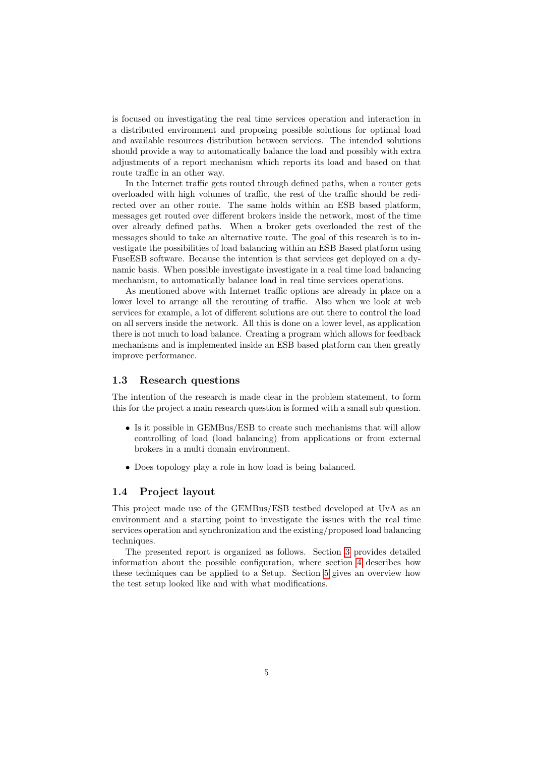is focused on investigating the real time services operation and interaction in a distributed environment and proposing possible solutions for optimal load and available resources distribution between services. The intended solutions should provide a way to automatically balance the load and possibly with extra adjustments of a report mechanism which reports its load and based on that route traffic in an other way.

In the Internet traffic gets routed through defined paths, when a router gets overloaded with high volumes of traffic, the rest of the traffic should be redirected over an other route. The same holds within an ESB based platform, messages get routed over different brokers inside the network, most of the time over already defined paths. When a broker gets overloaded the rest of the messages should to take an alternative route. The goal of this research is to investigate the possibilities of load balancing within an ESB Based platform using FuseESB software. Because the intention is that services get deployed on a dynamic basis. When possible investigate investigate in a real time load balancing mechanism, to automatically balance load in real time services operations.

As mentioned above with Internet traffic options are already in place on a lower level to arrange all the rerouting of traffic. Also when we look at web services for example, a lot of different solutions are out there to control the load on all servers inside the network. All this is done on a lower level, as application there is not much to load balance. Creating a program which allows for feedback mechanisms and is implemented inside an ESB based platform can then greatly improve performance.

### 1.3 Research questions

The intention of the research is made clear in the problem statement, to form this for the project a main research question is formed with a small sub question.

- Is it possible in GEMBus/ESB to create such mechanisms that will allow controlling of load (load balancing) from applications or from external brokers in a multi domain environment.
- Does topology play a role in how load is being balanced.

### 1.4 Project layout

This project made use of the GEMBus/ESB testbed developed at UvA as an environment and a starting point to investigate the issues with the real time services operation and synchronization and the existing/proposed load balancing techniques.

The presented report is organized as follows. Section 3 provides detailed information about the possible configuration, where section 4 describes how these techniques can be applied to a Setup. Section 5 gives an overview how the test setup looked like and with what modifications.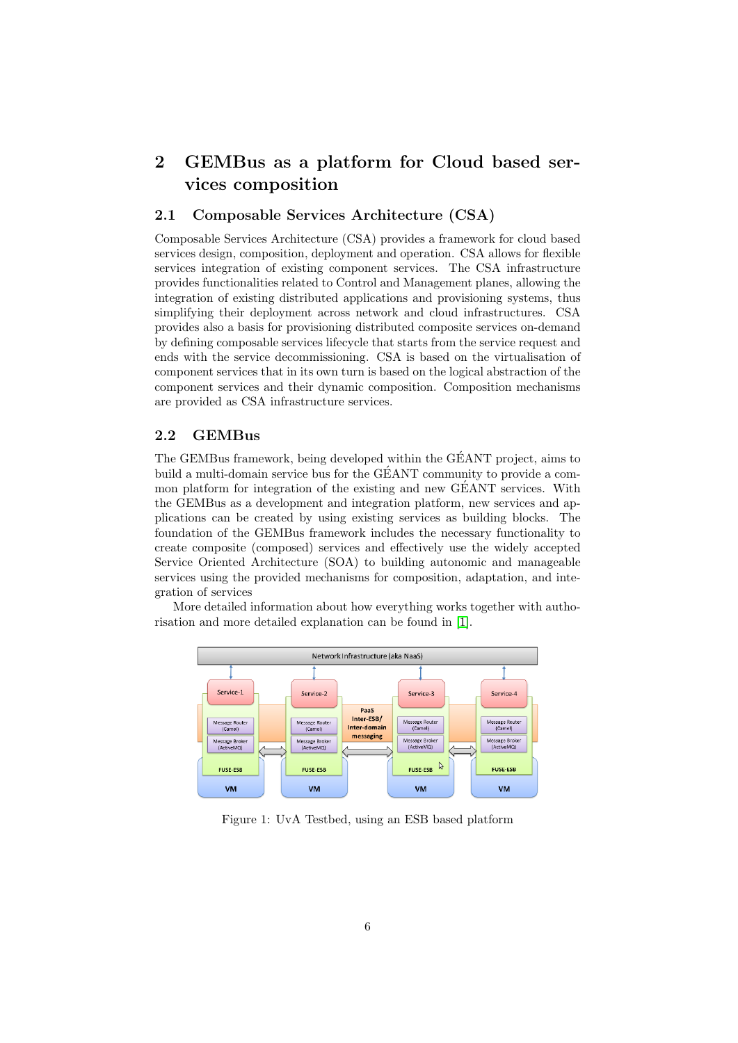## 2 GEMBus as a platform for Cloud based services composition

### 2.1 Composable Services Architecture (CSA)

Composable Services Architecture (CSA) provides a framework for cloud based services design, composition, deployment and operation. CSA allows for flexible services integration of existing component services. The CSA infrastructure provides functionalities related to Control and Management planes, allowing the integration of existing distributed applications and provisioning systems, thus simplifying their deployment across network and cloud infrastructures. CSA provides also a basis for provisioning distributed composite services on-demand by defining composable services lifecycle that starts from the service request and ends with the service decommissioning. CSA is based on the virtualisation of component services that in its own turn is based on the logical abstraction of the component services and their dynamic composition. Composition mechanisms are provided as CSA infrastructure services.

### 2.2 GEMBus

The GEMBus framework, being developed within the GÉANT project, aims to build a multi-domain service bus for the GÉANT community to provide a common platform for integration of the existing and new GÉANT services. With the GEMBus as a development and integration platform, new services and applications can be created by using existing services as building blocks. The foundation of the GEMBus framework includes the necessary functionality to create composite (composed) services and effectively use the widely accepted Service Oriented Architecture (SOA) to building autonomic and manageable services using the provided mechanisms for composition, adaptation, and integration of services

More detailed information about how everything works together with authorisation and more detailed explanation can be found in [1].

Figure 1: UvA Testbed, using an ESB based platform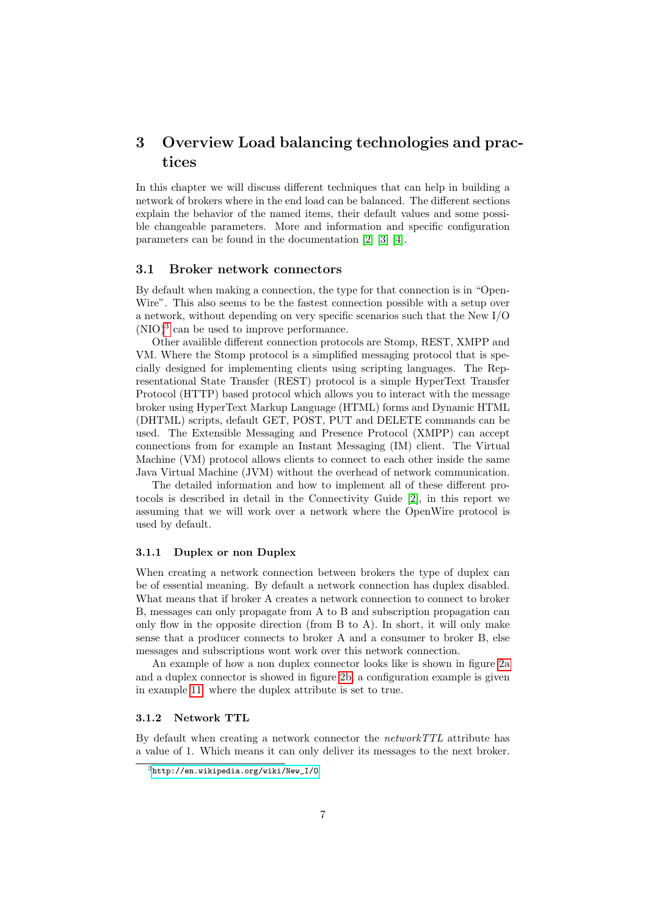# 3 Overview Load balancing technologies and practices

In this chapter we will discuss different techniques that can help in building a network of brokers where in the end load can be balanced. The different sections explain the behavior of the named items, their default values and some possible changeable parameters. More and information and specific configuration parameters can be found in the documentation [2] [3] [4].

## 3.1 Broker network connectors

By default when making a connection, the type for that connection is in "OpenWire". This also seems to be the fastest connection possible with a setup over a network, without depending on very specific scenarios such that the New I/O (NIO)[3] can be used to improve performance.

Other availible different connection protocols are Stomp, REST, XMPP and VM. Where the Stomp protocol is a simplified messaging protocol that is specially designed for implementing clients using scripting languages. The Representational State Transfer (REST) protocol is a simple HyperText Transfer Protocol (HTTP) based protocol which allows you to interact with the message broker using HyperText Markup Language (HTML) forms and Dynamic HTML (DHTML) scripts, default GET, POST, PUT and DELETE commands can be used. The Extensible Messaging and Presence Protocol (XMPP) can accept connections from for example an Instant Messaging (IM) client. The Virtual Machine (VM) protocol allows clients to connect to each other inside the same Java Virtual Machine (JVM) without the overhead of network communication.

The detailed information and how to implement all of these different protocols is described in detail in the Connectivity Guide [2], in this report we assuming that we will work over a network where the OpenWire protocol is used by default.

### 3.1.1 Duplex or non Duplex

When creating a network connection between brokers the type of duplex can be of essential meaning. By default a network connection has duplex disabled. What means that if broker A creates a network connection to connect to broker B, messages can only propagate from A to B and subscription propagation can only flow in the opposite direction (from B to A). In short, it will only make sense that a producer connects to broker A and a consumer to broker B, else messages and subscriptions wont work over this network connection.

An example of how a non duplex connector looks like is shown in figure 2a and a duplex connector is showed in figure 2b, a configuration example is given in example 11, where the duplex attribute is set to true.

### 3.1.2 Network TTL

By default when creating a network connector the *networkTTL* attribute has a value of 1. Which means it can only deliver its messages to the next broker.

[3] http://en.wikipedia.org/wiki/New_I/O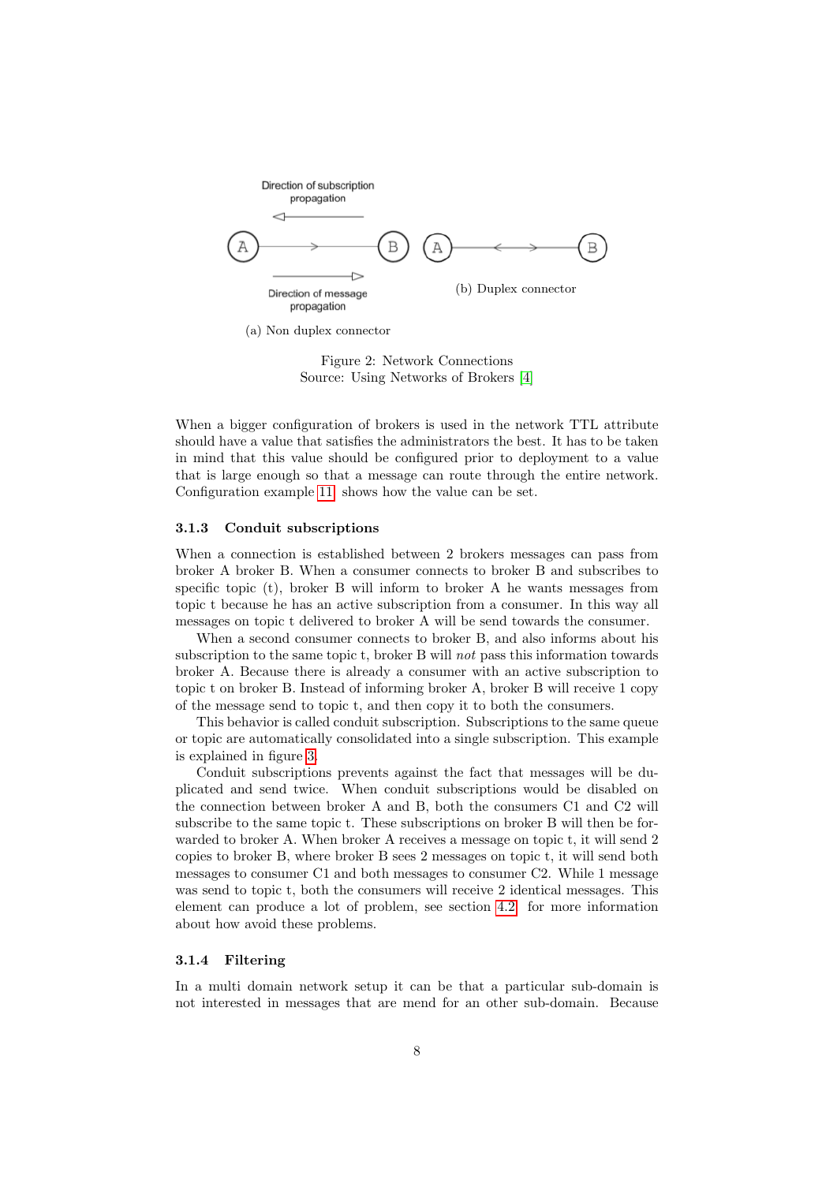(a) Non duplex connector

(b) Duplex connector

Figure 2: Network Connections
Source: Using Networks of Brokers [4]

When a bigger configuration of brokers is used in the network TTL attribute should have a value that satisfies the administrators the best. It has to be taken in mind that this value should be configured prior to deployment to a value that is large enough so that a message can route through the entire network. Configuration example 11 shows how the value can be set.

### 3.1.3 Conduit subscriptions

When a connection is established between 2 brokers messages can pass from broker A broker B. When a consumer connects to broker B and subscribes to specific topic (t), broker B will inform to broker A he wants messages from topic t because he has an active subscription from a consumer. In this way all messages on topic t delivered to broker A will be send towards the consumer.

When a second consumer connects to broker B, and also informs about his subscription to the same topic t, broker B will *not* pass this information towards broker A. Because there is already a consumer with an active subscription to topic t on broker B. Instead of informing broker A, broker B will receive 1 copy of the message send to topic t, and then copy it to both the consumers.

This behavior is called conduit subscription. Subscriptions to the same queue or topic are automatically consolidated into a single subscription. This example is explained in figure 3.

Conduit subscriptions prevents against the fact that messages will be duplicated and send twice. When conduit subscriptions would be disabled on the connection between broker A and B, both the consumers C1 and C2 will subscribe to the same topic t. These subscriptions on broker B will then be forwarded to broker A. When broker A receives a message on topic t, it will send 2 copies to broker B, where broker B sees 2 messages on topic t, it will send both messages to consumer C1 and both messages to consumer C2. While 1 message was send to topic t, both the consumers will receive 2 identical messages. This element can produce a lot of problem, see section 4.2 for more information about how avoid these problems.

### 3.1.4 Filtering

In a multi domain network setup it can be that a particular sub-domain is not interested in messages that are mend for an other sub-domain. Because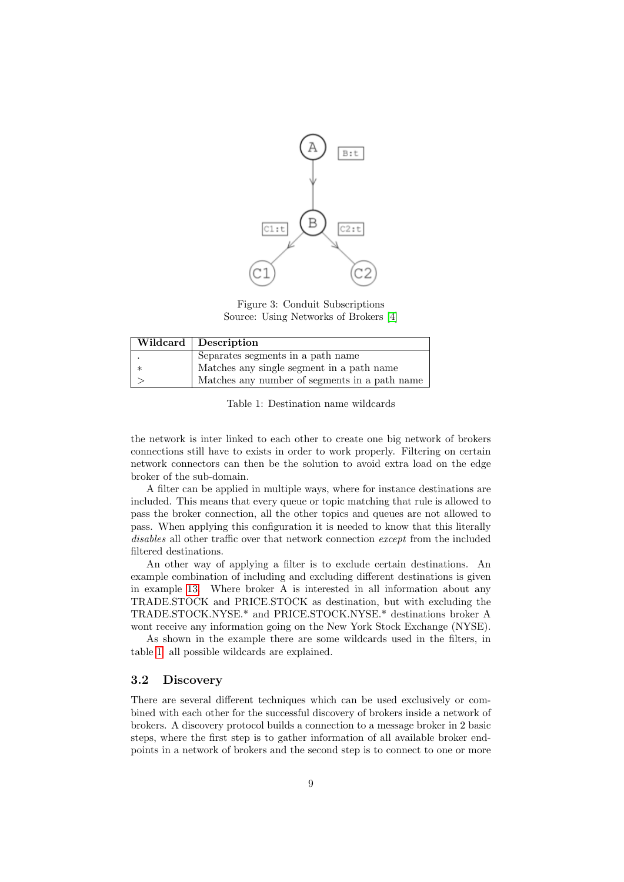Figure 3: Conduit Subscriptions
Source: Using Networks of Brokers [4]

| Wildcard | Description |
|---|---|
| . | Separates segments in a path name |
| * | Matches any single segment in a path name |
| > | Matches any number of segments in a path name |

Table 1: Destination name wildcards

the network is inter linked to each other to create one big network of brokers connections still have to exists in order to work properly. Filtering on certain network connectors can then be the solution to avoid extra load on the edge broker of the sub-domain.

A filter can be applied in multiple ways, where for instance destinations are included. This means that every queue or topic matching that rule is allowed to pass the broker connection, all the other topics and queues are not allowed to pass. When applying this configuration it is needed to know that this literally *disables* all other traffic over that network connection *except* from the included filtered destinations.

An other way of applying a filter is to exclude certain destinations. An example combination of including and excluding different destinations is given in example 13. Where broker A is interested in all information about any TRADE.STOCK and PRICE.STOCK as destination, but with excluding the TRADE.STOCK.NYSE.* and PRICE.STOCK.NYSE.* destinations broker A wont receive any information going on the New York Stock Exchange (NYSE).

As shown in the example there are some wildcards used in the filters, in table 1 all possible wildcards are explained.

## 3.2 Discovery

There are several different techniques which can be used exclusively or combined with each other for the successful discovery of brokers inside a network of brokers. A discovery protocol builds a connection to a message broker in 2 basic steps, where the first step is to gather information of all available broker endpoints in a network of brokers and the second step is to connect to one or more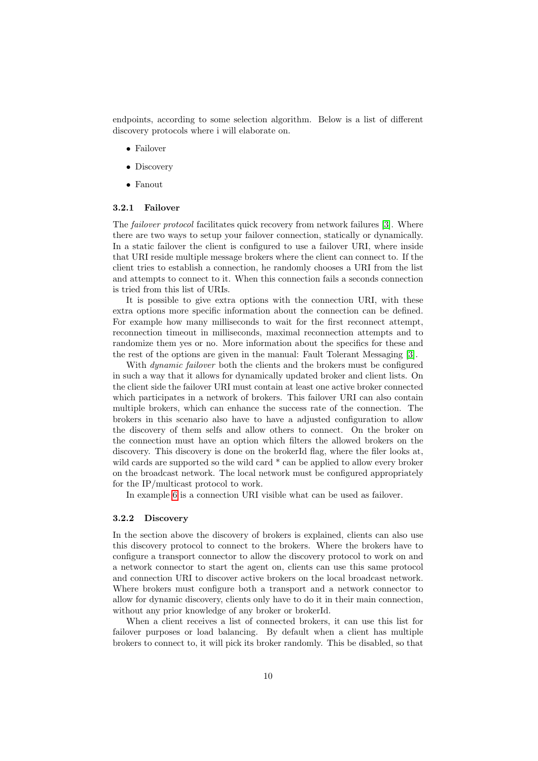endpoints, according to some selection algorithm. Below is a list of different discovery protocols where i will elaborate on.

- Failover
- Discovery
- Fanout

### 3.2.1 Failover

The *failover protocol* facilitates quick recovery from network failures [3]. Where there are two ways to setup your failover connection, statically or dynamically. In a static failover the client is configured to use a failover URI, where inside that URI reside multiple message brokers where the client can connect to. If the client tries to establish a connection, he randomly chooses a URI from the list and attempts to connect to it. When this connection fails a seconds connection is tried from this list of URIs.

It is possible to give extra options with the connection URI, with these extra options more specific information about the connection can be defined. For example how many milliseconds to wait for the first reconnect attempt, reconnection timeout in milliseconds, maximal reconnection attempts and to randomize them yes or no. More information about the specifics for these and the rest of the options are given in the manual: Fault Tolerant Messaging [3].

With *dynamic failover* both the clients and the brokers must be configured in such a way that it allows for dynamically updated broker and client lists. On the client side the failover URI must contain at least one active broker connected which participates in a network of brokers. This failover URI can also contain multiple brokers, which can enhance the success rate of the connection. The brokers in this scenario also have to have a adjusted configuration to allow the discovery of them selfs and allow others to connect. On the broker on the connection must have an option which filters the allowed brokers on the discovery. This discovery is done on the brokerId flag, where the filer looks at, wild cards are supported so the wild card * can be applied to allow every broker on the broadcast network. The local network must be configured appropriately for the IP/multicast protocol to work.

In example 6 is a connection URI visible what can be used as failover.

### 3.2.2 Discovery

In the section above the discovery of brokers is explained, clients can also use this discovery protocol to connect to the brokers. Where the brokers have to configure a transport connector to allow the discovery protocol to work on and a network connector to start the agent on, clients can use this same protocol and connection URI to discover active brokers on the local broadcast network. Where brokers must configure both a transport and a network connector to allow for dynamic discovery, clients only have to do it in their main connection, without any prior knowledge of any broker or brokerId.

When a client receives a list of connected brokers, it can use this list for failover purposes or load balancing. By default when a client has multiple brokers to connect to, it will pick its broker randomly. This be disabled, so that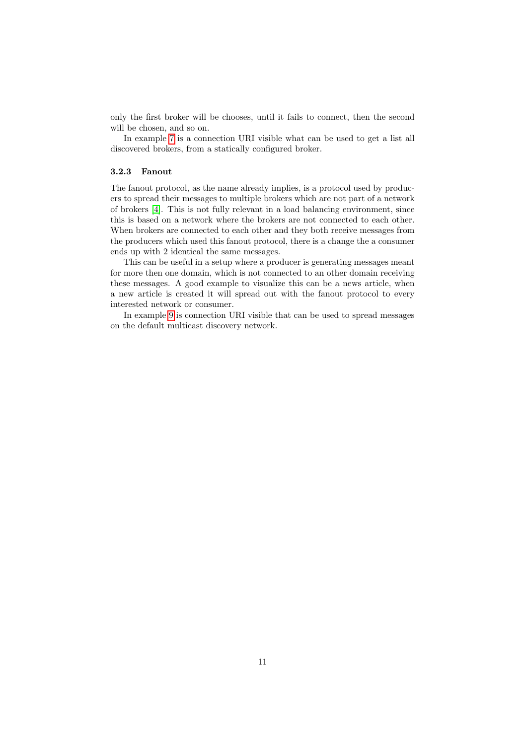only the first broker will be chooses, until it fails to connect, then the second will be chosen, and so on.

In example 7 is a connection URI visible what can be used to get a list all discovered brokers, from a statically configured broker.

### 3.2.3 Fanout

The fanout protocol, as the name already implies, is a protocol used by producers to spread their messages to multiple brokers which are not part of a network of brokers [4]. This is not fully relevant in a load balancing environment, since this is based on a network where the brokers are not connected to each other. When brokers are connected to each other and they both receive messages from the producers which used this fanout protocol, there is a change the a consumer ends up with 2 identical the same messages.

This can be useful in a setup where a producer is generating messages meant for more then one domain, which is not connected to an other domain receiving these messages. A good example to visualize this can be a news article, when a new article is created it will spread out with the fanout protocol to every interested network or consumer.

In example 9 is connection URI visible that can be used to spread messages on the default multicast discovery network.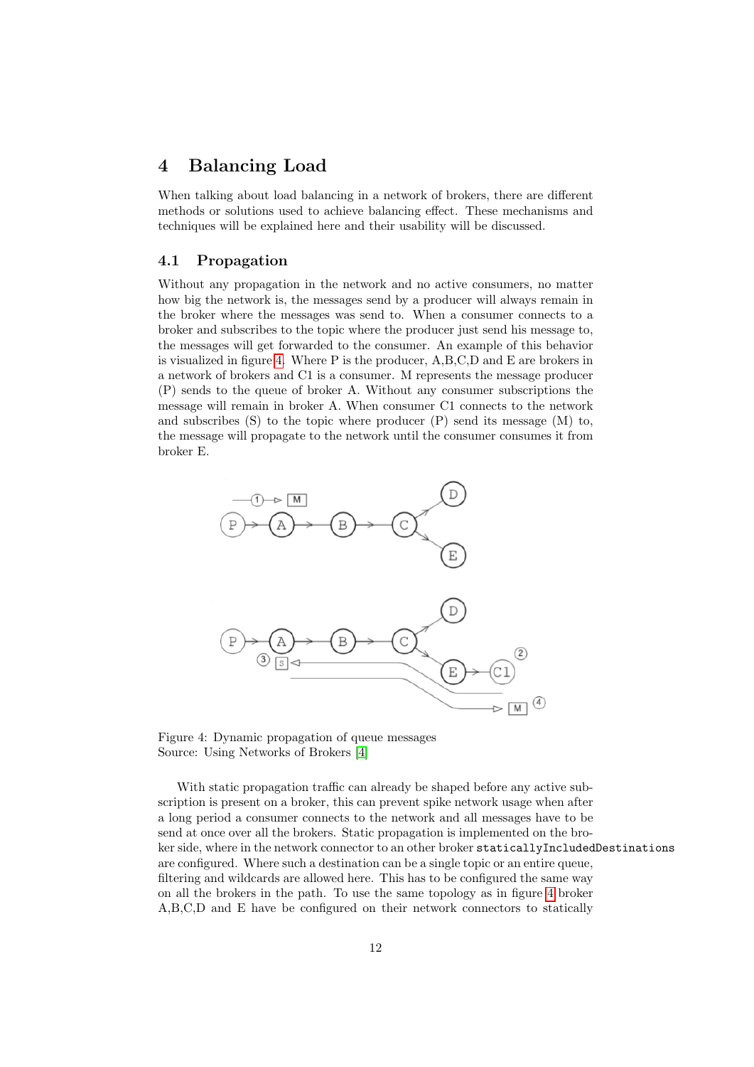# 4 Balancing Load

When talking about load balancing in a network of brokers, there are different methods or solutions used to achieve balancing effect. These mechanisms and techniques will be explained here and their usability will be discussed.

## 4.1 Propagation

Without any propagation in the network and no active consumers, no matter how big the network is, the messages send by a producer will always remain in the broker where the messages was send to. When a consumer connects to a broker and subscribes to the topic where the producer just send his message to, the messages will get forwarded to the consumer. An example of this behavior is visualized in figure 4. Where P is the producer, A,B,C,D and E are brokers in a network of brokers and C1 is a consumer. M represents the message producer (P) sends to the queue of broker A. Without any consumer subscriptions the message will remain in broker A. When consumer C1 connects to the network and subscribes (S) to the topic where producer (P) send its message (M) to, the message will propagate to the network until the consumer consumes it from broker E.

Figure 4: Dynamic propagation of queue messages
Source: Using Networks of Brokers [4]

With static propagation traffic can already be shaped before any active subscription is present on a broker, this can prevent spike network usage when after a long period a consumer connects to the network and all messages have to be send at once over all the brokers. Static propagation is implemented on the broker side, where in the network connector to an other broker `staticallyIncludedDestinations` are configured. Where such a destination can be a single topic or an entire queue, filtering and wildcards are allowed here. This has to be configured the same way on all the brokers in the path. To use the same topology as in figure 4 broker A,B,C,D and E have be configured on their network connectors to statically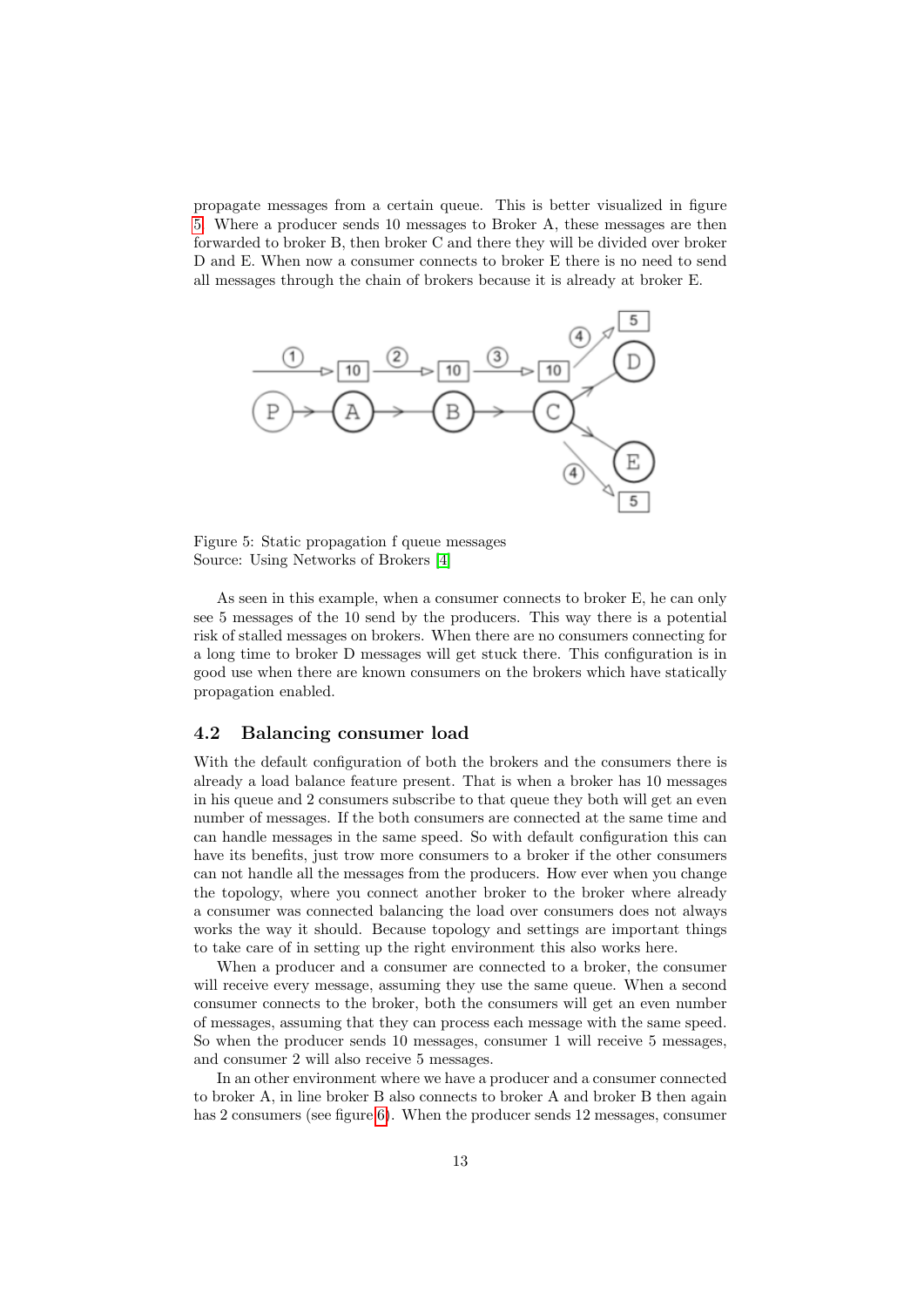propagate messages from a certain queue. This is better visualized in figure 5. Where a producer sends 10 messages to Broker A, these messages are then forwarded to broker B, then broker C and there they will be divided over broker D and E. When now a consumer connects to broker E there is no need to send all messages through the chain of brokers because it is already at broker E.

Figure 5: Static propagation f queue messages
Source: Using Networks of Brokers [4]

As seen in this example, when a consumer connects to broker E, he can only see 5 messages of the 10 send by the producers. This way there is a potential risk of stalled messages on brokers. When there are no consumers connecting for a long time to broker D messages will get stuck there. This configuration is in good use when there are known consumers on the brokers which have statically propagation enabled.

### 4.2 Balancing consumer load

With the default configuration of both the brokers and the consumers there is already a load balance feature present. That is when a broker has 10 messages in his queue and 2 consumers subscribe to that queue they both will get an even number of messages. If the both consumers are connected at the same time and can handle messages in the same speed. So with default configuration this can have its benefits, just trow more consumers to a broker if the other consumers can not handle all the messages from the producers. How ever when you change the topology, where you connect another broker to the broker where already a consumer was connected balancing the load over consumers does not always works the way it should. Because topology and settings are important things to take care of in setting up the right environment this also works here.

When a producer and a consumer are connected to a broker, the consumer will receive every message, assuming they use the same queue. When a second consumer connects to the broker, both the consumers will get an even number of messages, assuming that they can process each message with the same speed. So when the producer sends 10 messages, consumer 1 will receive 5 messages, and consumer 2 will also receive 5 messages.

In an other environment where we have a producer and a consumer connected to broker A, in line broker B also connects to broker A and broker B then again has 2 consumers (see figure 6). When the producer sends 12 messages, consumer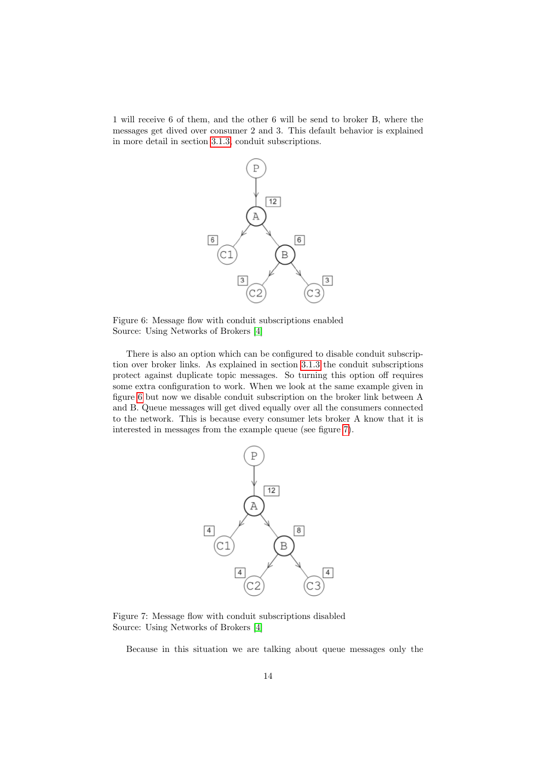1 will receive 6 of them, and the other 6 will be send to broker B, where the messages get dived over consumer 2 and 3. This default behavior is explained in more detail in section 3.1.3, conduit subscriptions.

Figure 6: Message flow with conduit subscriptions enabled
Source: Using Networks of Brokers [4]

There is also an option which can be configured to disable conduit subscription over broker links. As explained in section 3.1.3 the conduit subscriptions protect against duplicate topic messages. So turning this option off requires some extra configuration to work. When we look at the same example given in figure 6 but now we disable conduit subscription on the broker link between A and B. Queue messages will get dived equally over all the consumers connected to the network. This is because every consumer lets broker A know that it is interested in messages from the example queue (see figure 7).

Figure 7: Message flow with conduit subscriptions disabled
Source: Using Networks of Brokers [4]

Because in this situation we are talking about queue messages only the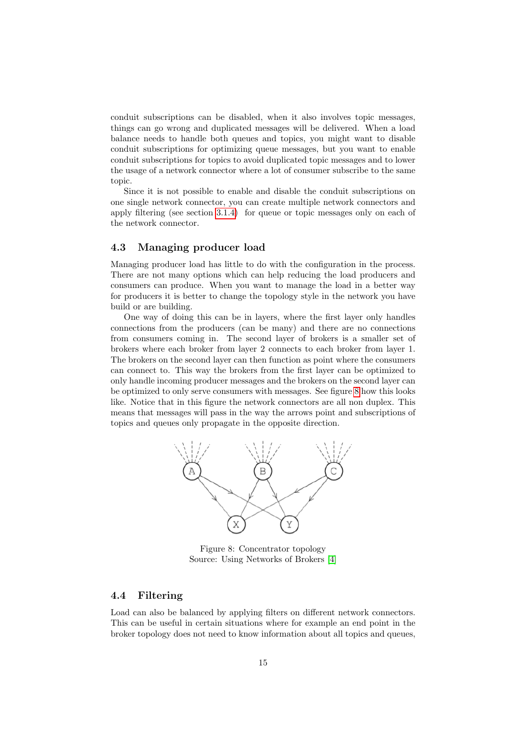conduit subscriptions can be disabled, when it also involves topic messages, things can go wrong and duplicated messages will be delivered. When a load balance needs to handle both queues and topics, you might want to disable conduit subscriptions for optimizing queue messages, but you want to enable conduit subscriptions for topics to avoid duplicated topic messages and to lower the usage of a network connector where a lot of consumer subscribe to the same topic.

Since it is not possible to enable and disable the conduit subscriptions on one single network connector, you can create multiple network connectors and apply filtering (see section 3.1.4) for queue or topic messages only on each of the network connector.

### 4.3 Managing producer load

Managing producer load has little to do with the configuration in the process. There are not many options which can help reducing the load producers and consumers can produce. When you want to manage the load in a better way for producers it is better to change the topology style in the network you have build or are building.

One way of doing this can be in layers, where the first layer only handles connections from the producers (can be many) and there are no connections from consumers coming in. The second layer of brokers is a smaller set of brokers where each broker from layer 2 connects to each broker from layer 1. The brokers on the second layer can then function as point where the consumers can connect to. This way the brokers from the first layer can be optimized to only handle incoming producer messages and the brokers on the second layer can be optimized to only serve consumers with messages. See figure 8 how this looks like. Notice that in this figure the network connectors are all non duplex. This means that messages will pass in the way the arrows point and subscriptions of topics and queues only propagate in the opposite direction.

Figure 8: Concentrator topology
Source: Using Networks of Brokers [4]

### 4.4 Filtering

Load can also be balanced by applying filters on different network connectors. This can be useful in certain situations where for example an end point in the broker topology does not need to know information about all topics and queues,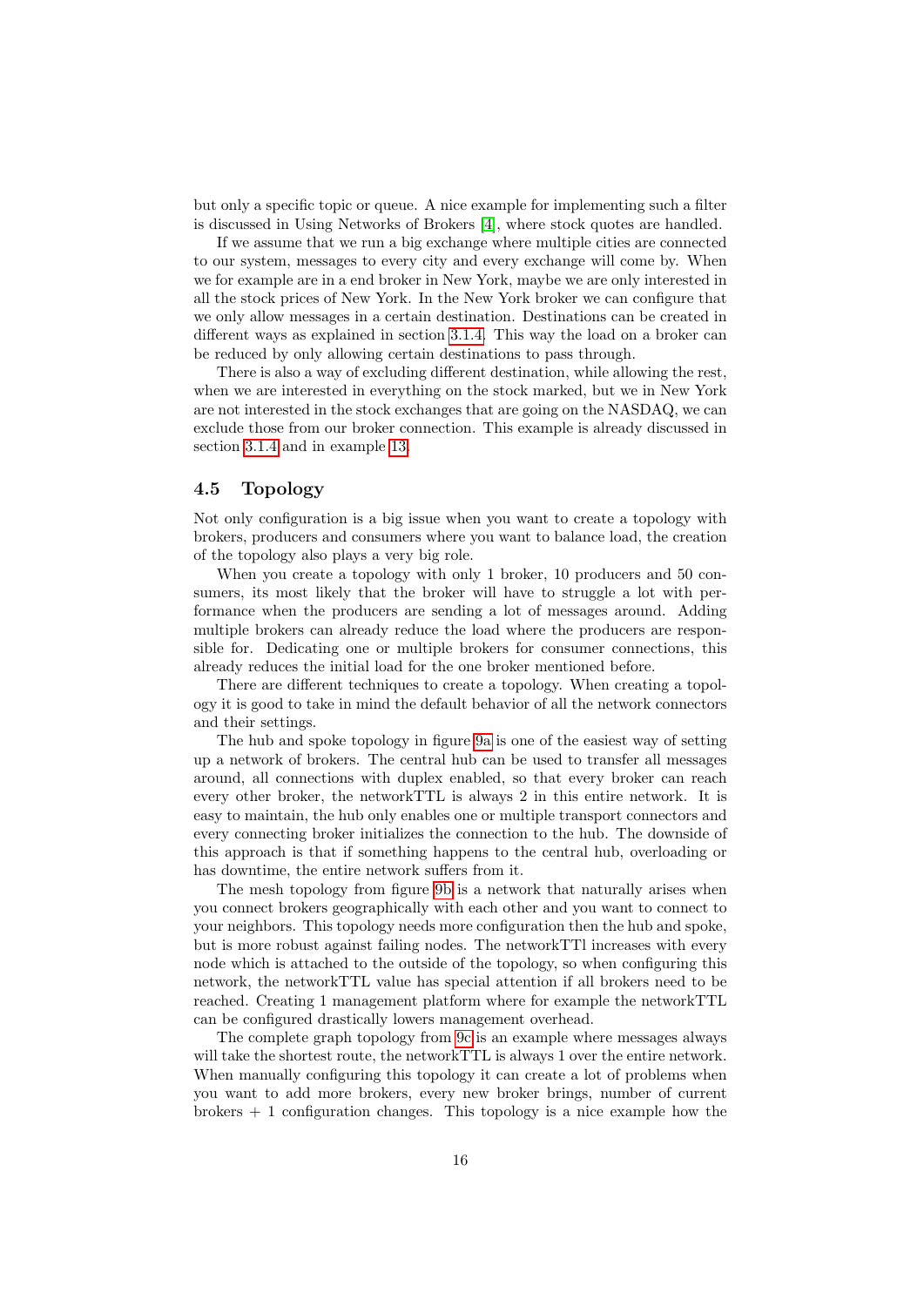but only a specific topic or queue. A nice example for implementing such a filter is discussed in Using Networks of Brokers [4], where stock quotes are handled.

If we assume that we run a big exchange where multiple cities are connected to our system, messages to every city and every exchange will come by. When we for example are in a end broker in New York, maybe we are only interested in all the stock prices of New York. In the New York broker we can configure that we only allow messages in a certain destination. Destinations can be created in different ways as explained in section 3.1.4. This way the load on a broker can be reduced by only allowing certain destinations to pass through.

There is also a way of excluding different destination, while allowing the rest, when we are interested in everything on the stock marked, but we in New York are not interested in the stock exchanges that are going on the NASDAQ, we can exclude those from our broker connection. This example is already discussed in section 3.1.4 and in example 13.

## 4.5 Topology

Not only configuration is a big issue when you want to create a topology with brokers, producers and consumers where you want to balance load, the creation of the topology also plays a very big role.

When you create a topology with only 1 broker, 10 producers and 50 consumers, its most likely that the broker will have to struggle a lot with performance when the producers are sending a lot of messages around. Adding multiple brokers can already reduce the load where the producers are responsible for. Dedicating one or multiple brokers for consumer connections, this already reduces the initial load for the one broker mentioned before.

There are different techniques to create a topology. When creating a topology it is good to take in mind the default behavior of all the network connectors and their settings.

The hub and spoke topology in figure 9a is one of the easiest way of setting up a network of brokers. The central hub can be used to transfer all messages around, all connections with duplex enabled, so that every broker can reach every other broker, the networkTTL is always 2 in this entire network. It is easy to maintain, the hub only enables one or multiple transport connectors and every connecting broker initializes the connection to the hub. The downside of this approach is that if something happens to the central hub, overloading or has downtime, the entire network suffers from it.

The mesh topology from figure 9b is a network that naturally arises when you connect brokers geographically with each other and you want to connect to your neighbors. This topology needs more configuration then the hub and spoke, but is more robust against failing nodes. The networkTTl increases with every node which is attached to the outside of the topology, so when configuring this network, the networkTTL value has special attention if all brokers need to be reached. Creating 1 management platform where for example the networkTTL can be configured drastically lowers management overhead.

The complete graph topology from 9c is an example where messages always will take the shortest route, the networkTTL is always 1 over the entire network. When manually configuring this topology it can create a lot of problems when you want to add more brokers, every new broker brings, number of current brokers + 1 configuration changes. This topology is a nice example how the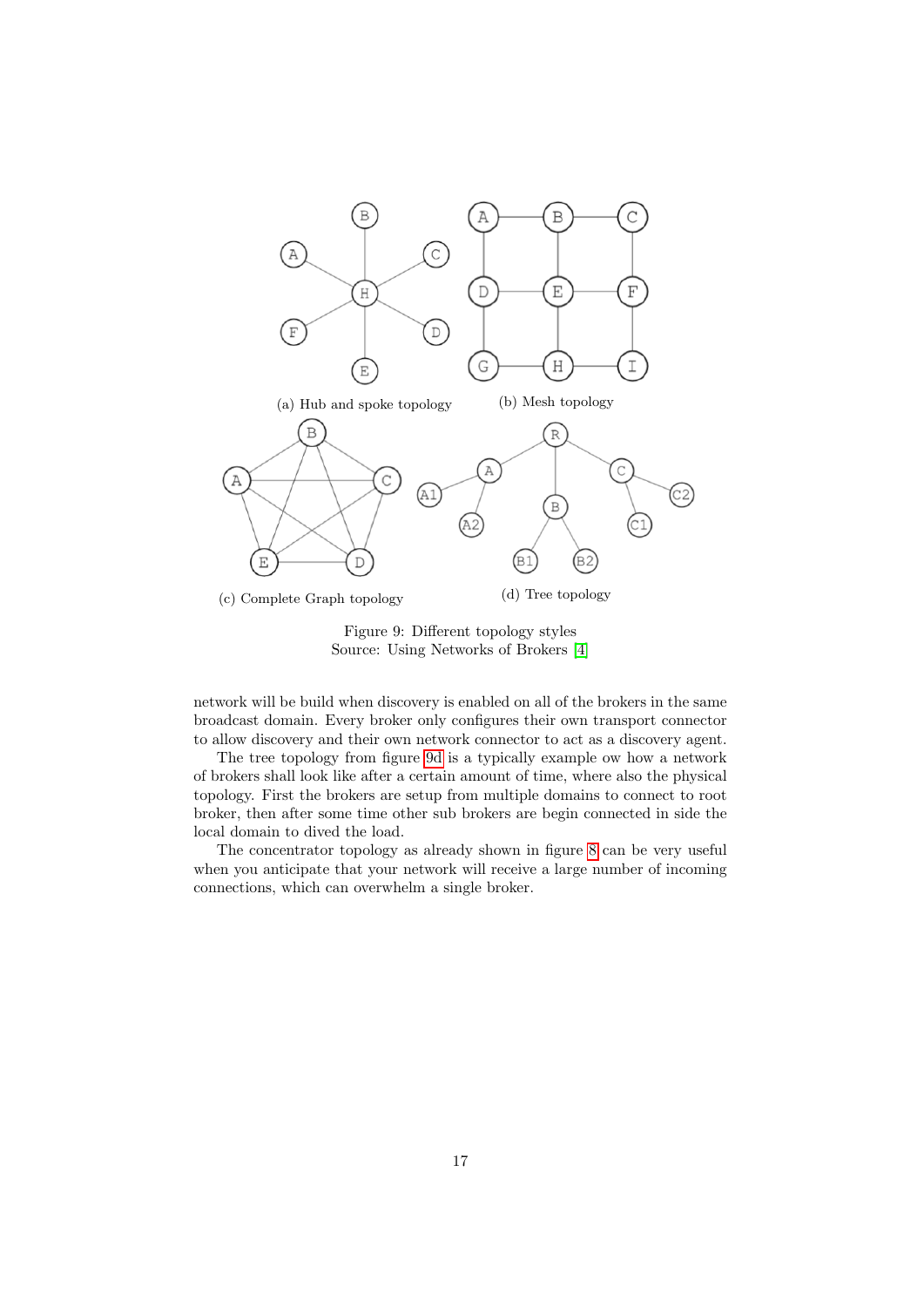(a) Hub and spoke topology

(b) Mesh topology

(c) Complete Graph topology

(d) Tree topology

Figure 9: Different topology styles
Source: Using Networks of Brokers [4]

network will be build when discovery is enabled on all of the brokers in the same broadcast domain. Every broker only configures their own transport connector to allow discovery and their own network connector to act as a discovery agent.

The tree topology from figure 9d is a typically example ow how a network of brokers shall look like after a certain amount of time, where also the physical topology. First the brokers are setup from multiple domains to connect to root broker, then after some time other sub brokers are begin connected in side the local domain to dived the load.

The concentrator topology as already shown in figure 8 can be very useful when you anticipate that your network will receive a large number of incoming connections, which can overwhelm a single broker.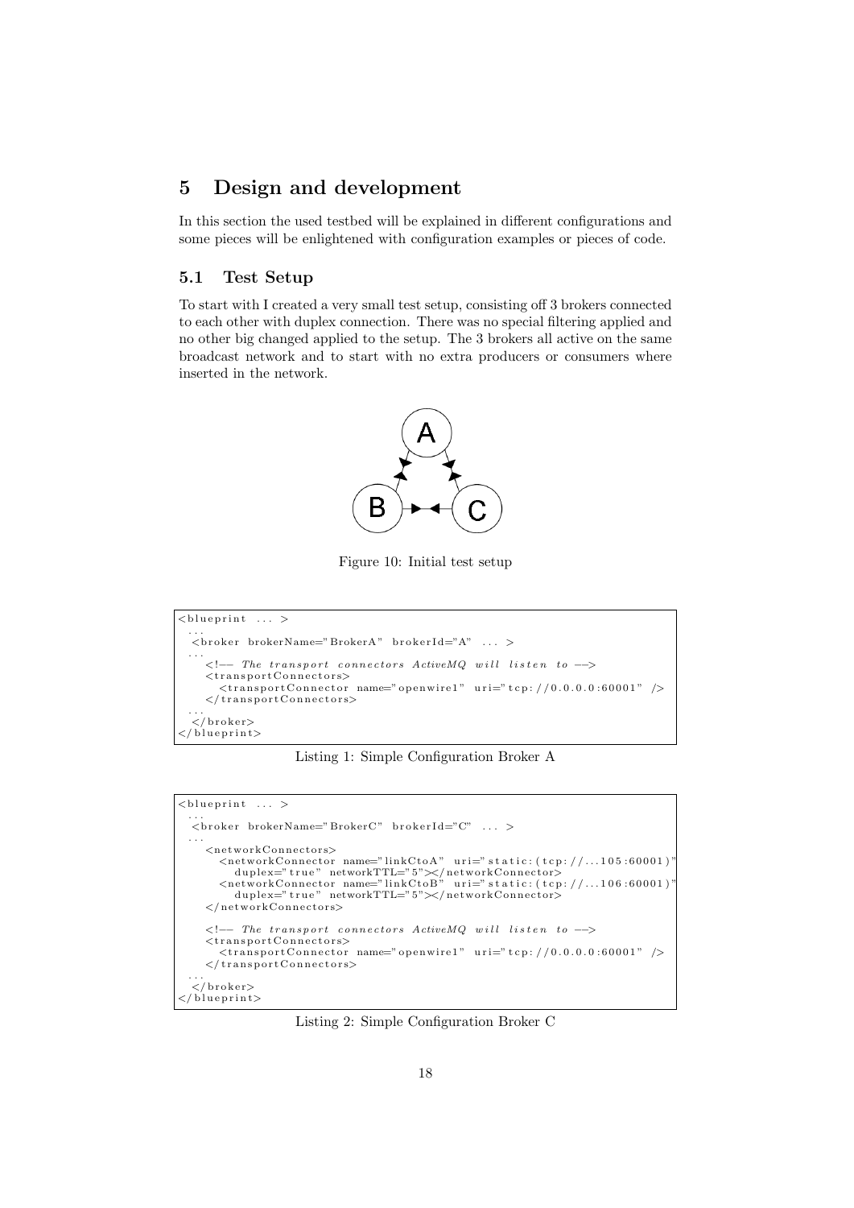# 5 Design and development

In this section the used testbed will be explained in different configurations and some pieces will be enlightened with configuration examples or pieces of code.

## 5.1 Test Setup

To start with I created a very small test setup, consisting off 3 brokers connected to each other with duplex connection. There was no special filtering applied and no other big changed applied to the setup. The 3 brokers all active on the same broadcast network and to start with no extra producers or consumers where inserted in the network.

Figure 10: Initial test setup

```
<blueprint ... >
  ...
  <broker brokerName="BrokerA" brokerId="A" ... >
  ...
    <!-- The transport connectors ActiveMQ will listen to -->
    <transportConnectors>
      <transportConnector name="openwire1" uri="tcp://0.0.0.0:60001" />
    </transportConnectors>
  ...
  </broker>
</blueprint>
```

Listing 1: Simple Configuration Broker A

```
<blueprint ... >
  ...
  <broker brokerName="BrokerC" brokerId="C" ... >
  ...
    <networkConnectors>
      <networkConnector name="linkCtoA" uri="static:(tcp://...105:60001)"
        duplex="true" networkTTL="5"></networkConnector>
      <networkConnector name="linkCtoB" uri="static:(tcp://...106:60001)"
        duplex="true" networkTTL="5"></networkConnector>
    </networkConnectors>

    <!-- The transport connectors ActiveMQ will listen to -->
    <transportConnectors>
      <transportConnector name="openwire1" uri="tcp://0.0.0.0:60001" />
    </transportConnectors>
  ...
  </broker>
</blueprint>
```

Listing 2: Simple Configuration Broker C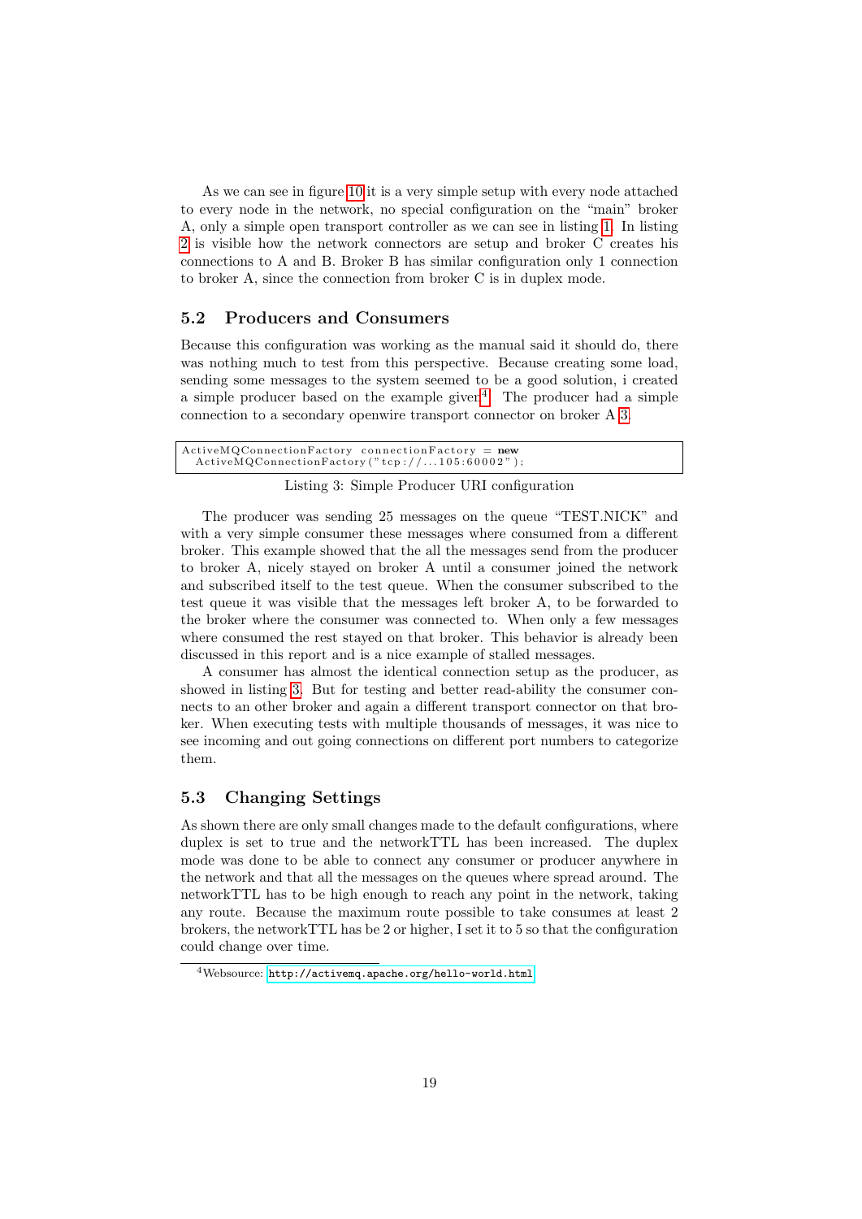As we can see in figure 10 it is a very simple setup with every node attached to every node in the network, no special configuration on the "main" broker A, only a simple open transport controller as we can see in listing 1. In listing 2 is visible how the network connectors are setup and broker C creates his connections to A and B. Broker B has similar configuration only 1 connection to broker A, since the connection from broker C is in duplex mode.

## 5.2 Producers and Consumers

Because this configuration was working as the manual said it should do, there was nothing much to test from this perspective. Because creating some load, sending some messages to the system seemed to be a good solution, i created a simple producer based on the example given[4]. The producer had a simple connection to a secondary openwire transport connector on broker A 3.

```
ActiveMQConnectionFactory connectionFactory = new
  ActiveMQConnectionFactory("tcp://...105:60002");
```

Listing 3: Simple Producer URI configuration

The producer was sending 25 messages on the queue "TEST.NICK" and with a very simple consumer these messages where consumed from a different broker. This example showed that the all the messages send from the producer to broker A, nicely stayed on broker A until a consumer joined the network and subscribed itself to the test queue. When the consumer subscribed to the test queue it was visible that the messages left broker A, to be forwarded to the broker where the consumer was connected to. When only a few messages where consumed the rest stayed on that broker. This behavior is already been discussed in this report and is a nice example of stalled messages.

A consumer has almost the identical connection setup as the producer, as showed in listing 3. But for testing and better read-ability the consumer connects to an other broker and again a different transport connector on that broker. When executing tests with multiple thousands of messages, it was nice to see incoming and out going connections on different port numbers to categorize them.

## 5.3 Changing Settings

As shown there are only small changes made to the default configurations, where duplex is set to true and the networkTTL has been increased. The duplex mode was done to be able to connect any consumer or producer anywhere in the network and that all the messages on the queues where spread around. The networkTTL has to be high enough to reach any point in the network, taking any route. Because the maximum route possible to take consumes at least 2 brokers, the networkTTL has be 2 or higher, I set it to 5 so that the configuration could change over time.

[4] Websource: http://activemq.apache.org/hello-world.html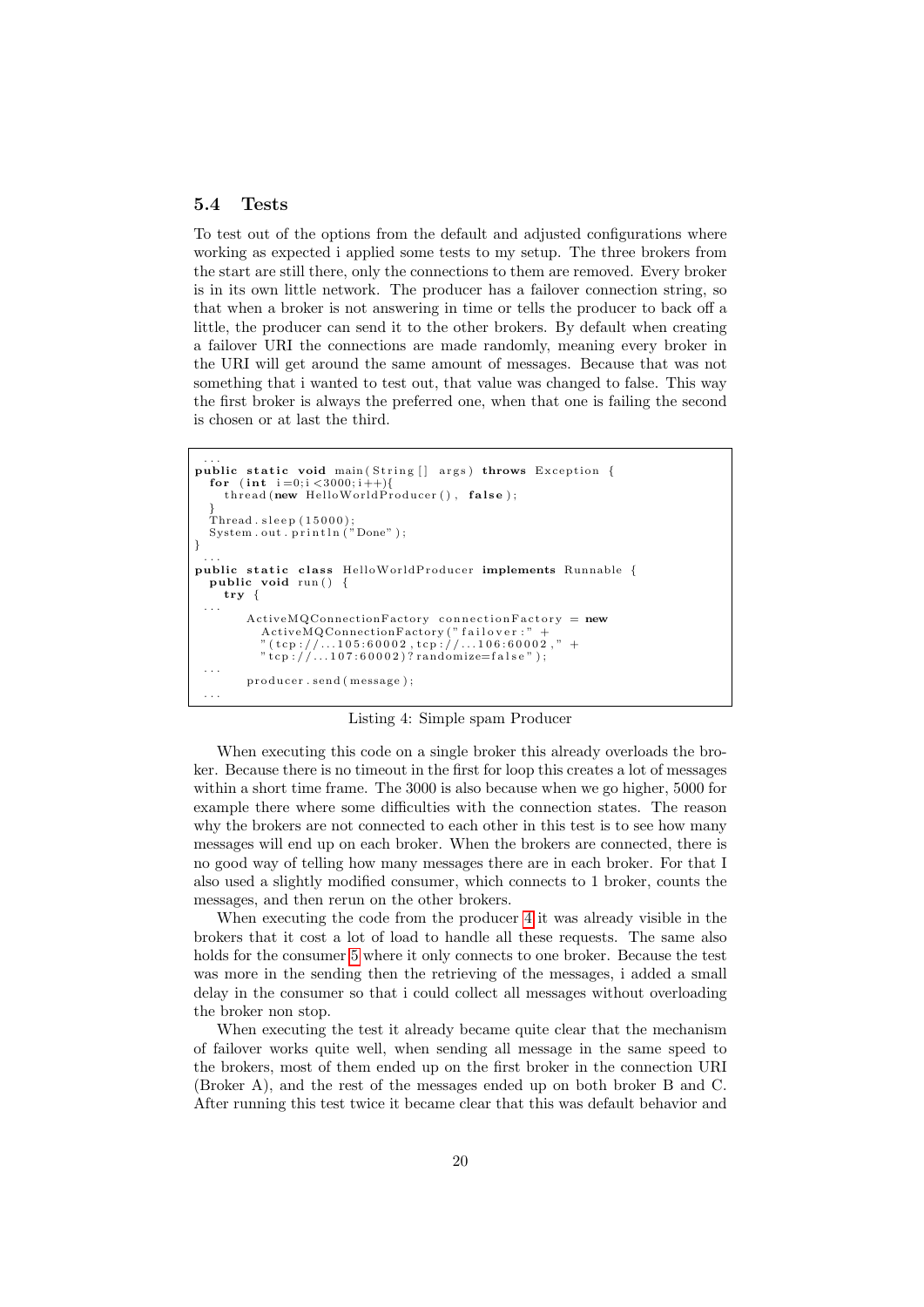## 5.4 Tests

To test out of the options from the default and adjusted configurations where working as expected i applied some tests to my setup. The three brokers from the start are still there, only the connections to them are removed. Every broker is in its own little network. The producer has a failover connection string, so that when a broker is not answering in time or tells the producer to back off a little, the producer can send it to the other brokers. By default when creating a failover URI the connections are made randomly, meaning every broker in the URI will get around the same amount of messages. Because that was not something that i wanted to test out, that value was changed to false. This way the first broker is always the preferred one, when that one is failing the second is chosen or at last the third.

```
...
public static void main(String[] args) throws Exception {
  for (int i=0;i<3000;i++){
    thread(new HelloWorldProducer(), false);
  }
  Thread.sleep(15000);
  System.out.println("Done");
}
...
public static class HelloWorldProducer implements Runnable {
  public void run() {
    try {
...
        ActiveMQConnectionFactory connectionFactory = new
          ActiveMQConnectionFactory("failover:" +
          "(tcp://...105:60002,tcp://...106:60002," +
          "tcp://...107:60002)?randomize=false");
...
        producer.send(message);
...
```

Listing 4: Simple spam Producer

When executing this code on a single broker this already overloads the broker. Because there is no timeout in the first for loop this creates a lot of messages within a short time frame. The 3000 is also because when we go higher, 5000 for example there where some difficulties with the connection states. The reason why the brokers are not connected to each other in this test is to see how many messages will end up on each broker. When the brokers are connected, there is no good way of telling how many messages there are in each broker. For that I also used a slightly modified consumer, which connects to 1 broker, counts the messages, and then rerun on the other brokers.

When executing the code from the producer 4 it was already visible in the brokers that it cost a lot of load to handle all these requests. The same also holds for the consumer 5 where it only connects to one broker. Because the test was more in the sending then the retrieving of the messages, i added a small delay in the consumer so that i could collect all messages without overloading the broker non stop.

When executing the test it already became quite clear that the mechanism of failover works quite well, when sending all message in the same speed to the brokers, most of them ended up on the first broker in the connection URI (Broker A), and the rest of the messages ended up on both broker B and C. After running this test twice it became clear that this was default behavior and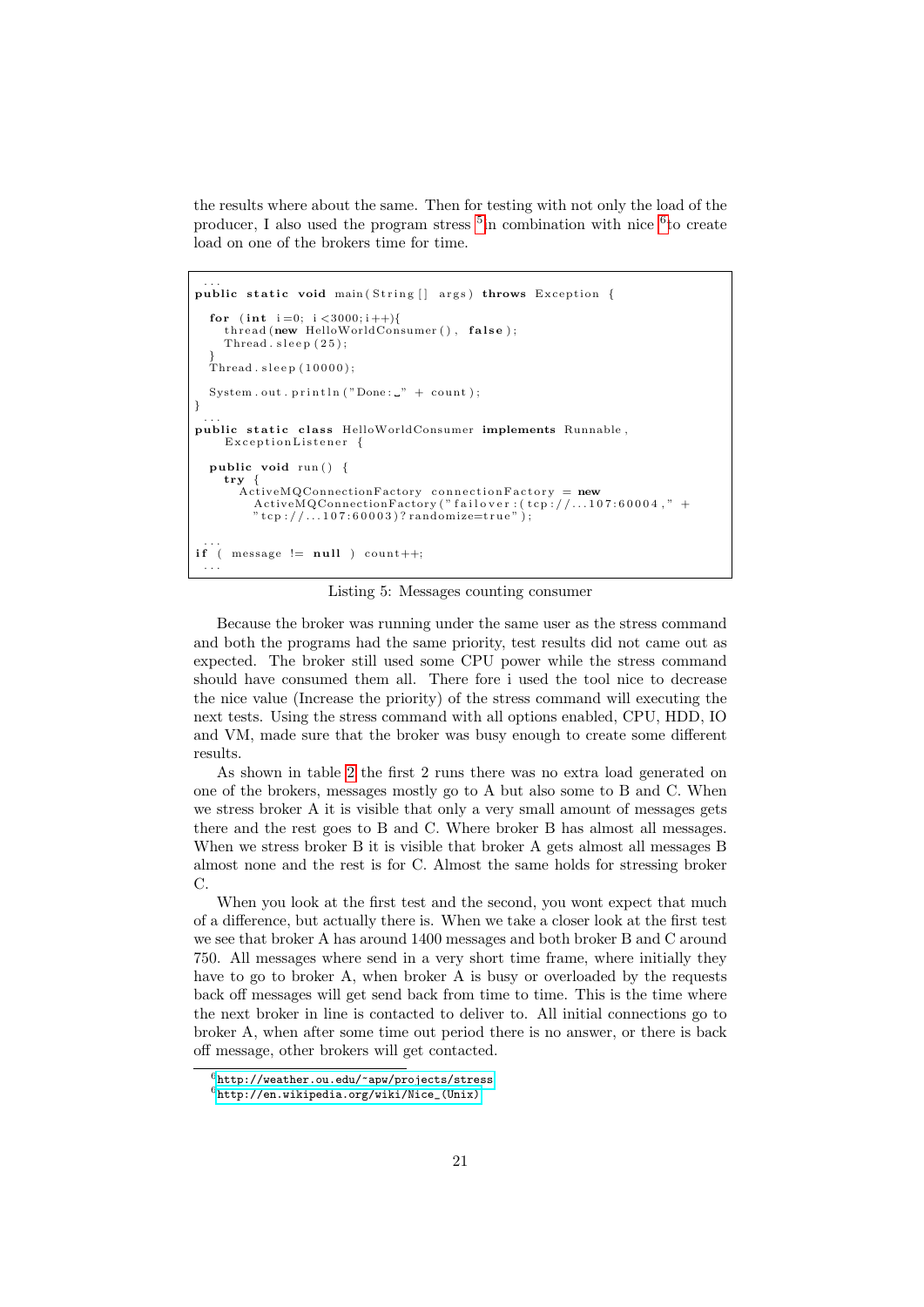the results where about the same. Then for testing with not only the load of the producer, I also used the program stress [5]in combination with nice [6]to create load on one of the brokers time for time.

```
...
public static void main(String[] args) throws Exception {

  for (int i=0; i<3000;i++){
    thread(new HelloWorldConsumer(), false);
    Thread.sleep(25);
  }
  Thread.sleep(10000);

  System.out.println("Done: " + count);
}
...
public static class HelloWorldConsumer implements Runnable,
    ExceptionListener {

  public void run() {
    try {
      ActiveMQConnectionFactory connectionFactory = new
        ActiveMQConnectionFactory("failover:(tcp://...107:60004," +
        "tcp://...107:60003)?randomize=true");

...
if ( message != null ) count++;
...
```

Listing 5: Messages counting consumer

Because the broker was running under the same user as the stress command and both the programs had the same priority, test results did not came out as expected. The broker still used some CPU power while the stress command should have consumed them all. There fore i used the tool nice to decrease the nice value (Increase the priority) of the stress command will executing the next tests. Using the stress command with all options enabled, CPU, HDD, IO and VM, made sure that the broker was busy enough to create some different results.

As shown in table 2 the first 2 runs there was no extra load generated on one of the brokers, messages mostly go to A but also some to B and C. When we stress broker A it is visible that only a very small amount of messages gets there and the rest goes to B and C. Where broker B has almost all messages. When we stress broker B it is visible that broker A gets almost all messages B almost none and the rest is for C. Almost the same holds for stressing broker C.

When you look at the first test and the second, you wont expect that much of a difference, but actually there is. When we take a closer look at the first test we see that broker A has around 1400 messages and both broker B and C around 750. All messages where send in a very short time frame, where initially they have to go to broker A, when broker A is busy or overloaded by the requests back off messages will get send back from time to time. This is the time where the next broker in line is contacted to deliver to. All initial connections go to broker A, when after some time out period there is no answer, or there is back off message, other brokers will get contacted.

[6] http://weather.ou.edu/~apw/projects/stress

[6] http://en.wikipedia.org/wiki/Nice_(Unix)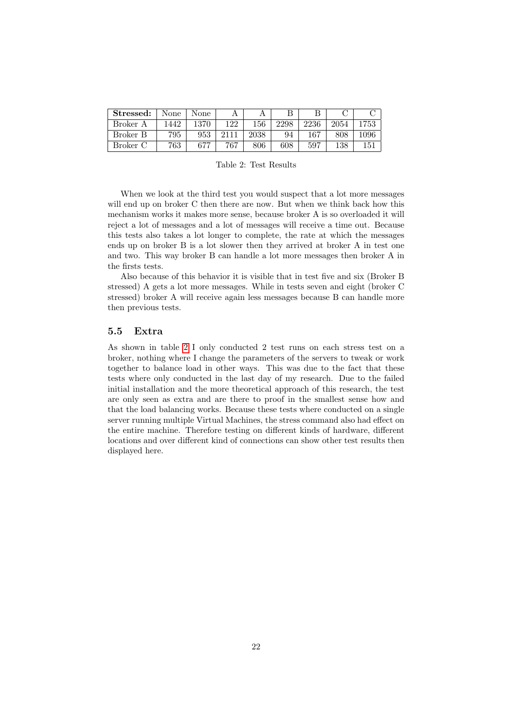| **Stressed:** | None | None | A | A | B | B | C | C |
|---|---|---|---|---|---|---|---|---|
| Broker A | 1442 | 1370 | 122 | 156 | 2298 | 2236 | 2054 | 1753 |
| Broker B | 795 | 953 | 2111 | 2038 | 94 | 167 | 808 | 1096 |
| Broker C | 763 | 677 | 767 | 806 | 608 | 597 | 138 | 151 |

Table 2: Test Results

When we look at the third test you would suspect that a lot more messages will end up on broker C then there are now. But when we think back how this mechanism works it makes more sense, because broker A is so overloaded it will reject a lot of messages and a lot of messages will receive a time out. Because this tests also takes a lot longer to complete, the rate at which the messages ends up on broker B is a lot slower then they arrived at broker A in test one and two. This way broker B can handle a lot more messages then broker A in the firsts tests.

Also because of this behavior it is visible that in test five and six (Broker B stressed) A gets a lot more messages. While in tests seven and eight (broker C stressed) broker A will receive again less messages because B can handle more then previous tests.

### 5.5 Extra

As shown in table 2 I only conducted 2 test runs on each stress test on a broker, nothing where I change the parameters of the servers to tweak or work together to balance load in other ways. This was due to the fact that these tests where only conducted in the last day of my research. Due to the failed initial installation and the more theoretical approach of this research, the test are only seen as extra and are there to proof in the smallest sense how and that the load balancing works. Because these tests where conducted on a single server running multiple Virtual Machines, the stress command also had effect on the entire machine. Therefore testing on different kinds of hardware, different locations and over different kind of connections can show other test results then displayed here.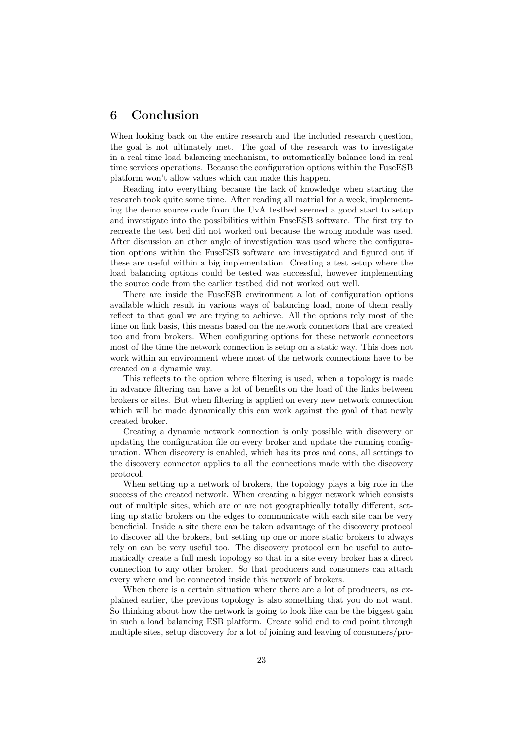# 6 Conclusion

When looking back on the entire research and the included research question, the goal is not ultimately met. The goal of the research was to investigate in a real time load balancing mechanism, to automatically balance load in real time services operations. Because the configuration options within the FuseESB platform won't allow values which can make this happen.

Reading into everything because the lack of knowledge when starting the research took quite some time. After reading all matrial for a week, implementing the demo source code from the UvA testbed seemed a good start to setup and investigate into the possibilities within FuseESB software. The first try to recreate the test bed did not worked out because the wrong module was used. After discussion an other angle of investigation was used where the configuration options within the FuseESB software are investigated and figured out if these are useful within a big implementation. Creating a test setup where the load balancing options could be tested was successful, however implementing the source code from the earlier testbed did not worked out well.

There are inside the FuseESB environment a lot of configuration options available which result in various ways of balancing load, none of them really reflect to that goal we are trying to achieve. All the options rely most of the time on link basis, this means based on the network connectors that are created too and from brokers. When configuring options for these network connectors most of the time the network connection is setup on a static way. This does not work within an environment where most of the network connections have to be created on a dynamic way.

This reflects to the option where filtering is used, when a topology is made in advance filtering can have a lot of benefits on the load of the links between brokers or sites. But when filtering is applied on every new network connection which will be made dynamically this can work against the goal of that newly created broker.

Creating a dynamic network connection is only possible with discovery or updating the configuration file on every broker and update the running configuration. When discovery is enabled, which has its pros and cons, all settings to the discovery connector applies to all the connections made with the discovery protocol.

When setting up a network of brokers, the topology plays a big role in the success of the created network. When creating a bigger network which consists out of multiple sites, which are or are not geographically totally different, setting up static brokers on the edges to communicate with each site can be very beneficial. Inside a site there can be taken advantage of the discovery protocol to discover all the brokers, but setting up one or more static brokers to always rely on can be very useful too. The discovery protocol can be useful to automatically create a full mesh topology so that in a site every broker has a direct connection to any other broker. So that producers and consumers can attach every where and be connected inside this network of brokers.

When there is a certain situation where there are a lot of producers, as explained earlier, the previous topology is also something that you do not want. So thinking about how the network is going to look like can be the biggest gain in such a load balancing ESB platform. Create solid end to end point through multiple sites, setup discovery for a lot of joining and leaving of consumers/pro-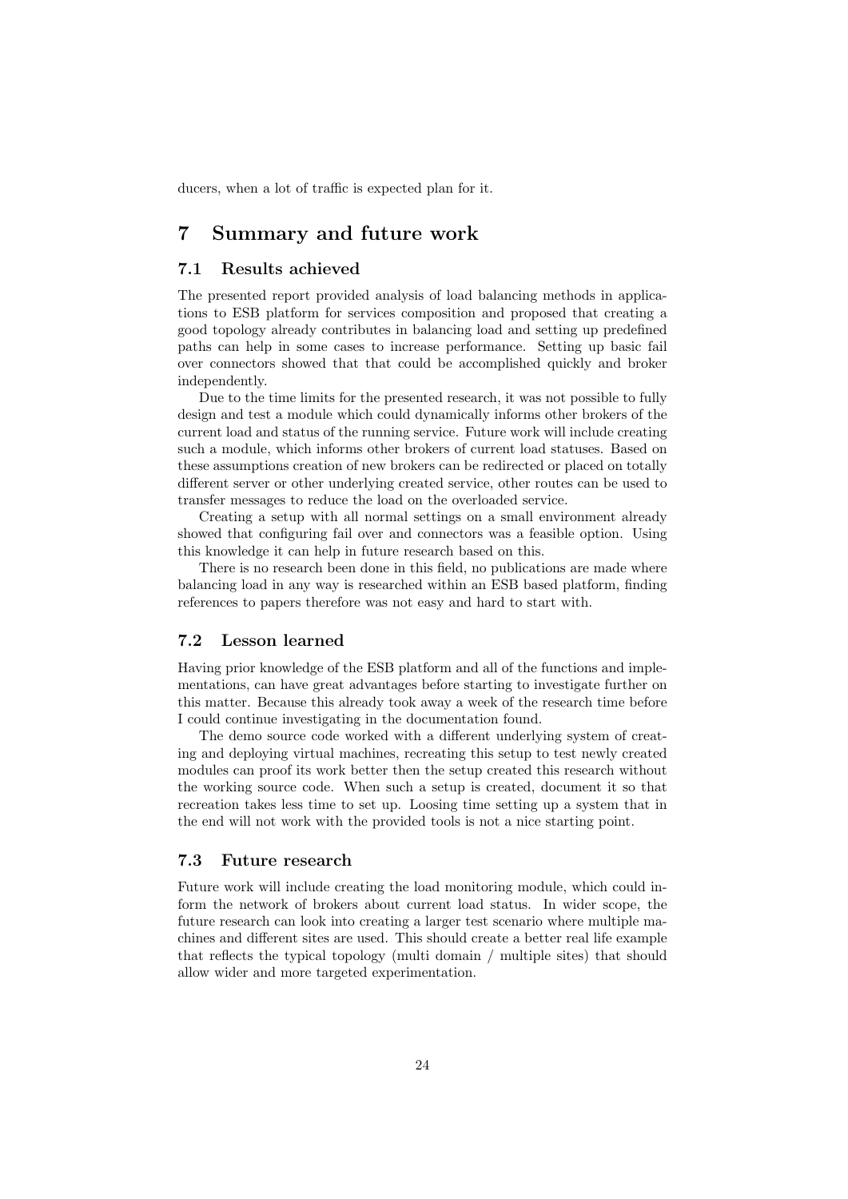ducers, when a lot of traffic is expected plan for it.

# 7 Summary and future work

## 7.1 Results achieved

The presented report provided analysis of load balancing methods in applications to ESB platform for services composition and proposed that creating a good topology already contributes in balancing load and setting up predefined paths can help in some cases to increase performance. Setting up basic fail over connectors showed that that could be accomplished quickly and broker independently.

Due to the time limits for the presented research, it was not possible to fully design and test a module which could dynamically informs other brokers of the current load and status of the running service. Future work will include creating such a module, which informs other brokers of current load statuses. Based on these assumptions creation of new brokers can be redirected or placed on totally different server or other underlying created service, other routes can be used to transfer messages to reduce the load on the overloaded service.

Creating a setup with all normal settings on a small environment already showed that configuring fail over and connectors was a feasible option. Using this knowledge it can help in future research based on this.

There is no research been done in this field, no publications are made where balancing load in any way is researched within an ESB based platform, finding references to papers therefore was not easy and hard to start with.

## 7.2 Lesson learned

Having prior knowledge of the ESB platform and all of the functions and implementations, can have great advantages before starting to investigate further on this matter. Because this already took away a week of the research time before I could continue investigating in the documentation found.

The demo source code worked with a different underlying system of creating and deploying virtual machines, recreating this setup to test newly created modules can proof its work better then the setup created this research without the working source code. When such a setup is created, document it so that recreation takes less time to set up. Loosing time setting up a system that in the end will not work with the provided tools is not a nice starting point.

## 7.3 Future research

Future work will include creating the load monitoring module, which could inform the network of brokers about current load status. In wider scope, the future research can look into creating a larger test scenario where multiple machines and different sites are used. This should create a better real life example that reflects the typical topology (multi domain / multiple sites) that should allow wider and more targeted experimentation.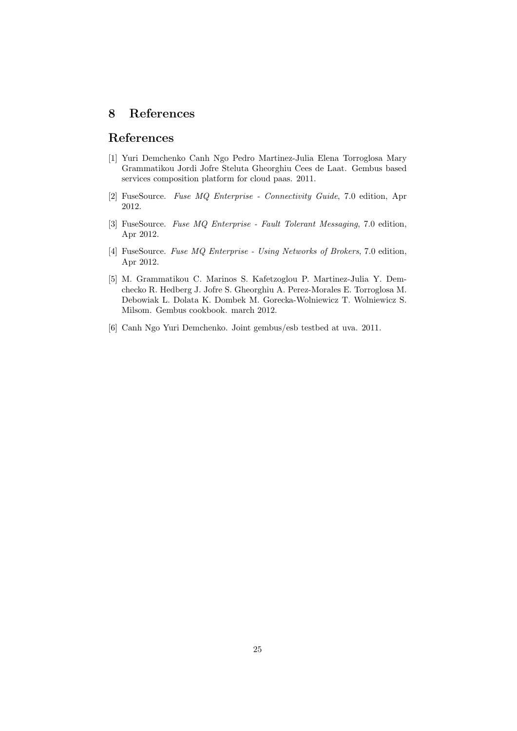# 8 References

## References

[1] Yuri Demchenko Canh Ngo Pedro Martinez-Julia Elena Torroglosa Mary Grammatikou Jordi Jofre Steluta Gheorghiu Cees de Laat. Gembus based services composition platform for cloud paas. 2011.

[2] FuseSource. *Fuse MQ Enterprise - Connectivity Guide*, 7.0 edition, Apr 2012.

[3] FuseSource. *Fuse MQ Enterprise - Fault Tolerant Messaging*, 7.0 edition, Apr 2012.

[4] FuseSource. *Fuse MQ Enterprise - Using Networks of Brokers*, 7.0 edition, Apr 2012.

[5] M. Grammatikou C. Marinos S. Kafetzoglou P. Martinez-Julia Y. Demchecko R. Hedberg J. Jofre S. Gheorghiu A. Perez-Morales E. Torroglosa M. Debowiak L. Dolata K. Dombek M. Gorecka-Wolniewicz T. Wolniewicz S. Milsom. Gembus cookbook. march 2012.

[6] Canh Ngo Yuri Demchenko. Joint gembus/esb testbed at uva. 2011.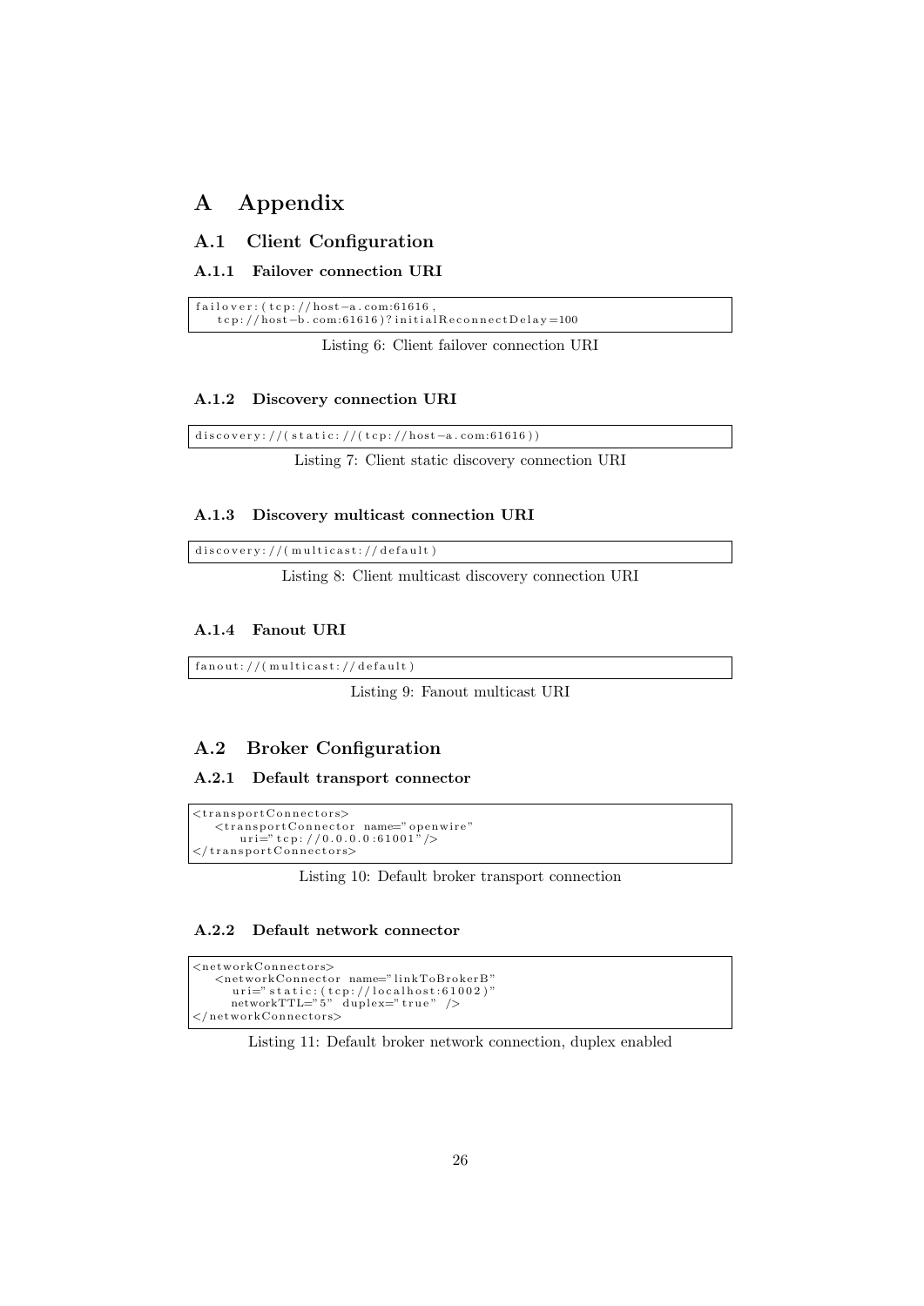# A Appendix

## A.1 Client Configuration

### A.1.1 Failover connection URI

```
failover:(tcp://host-a.com:61616,
    tcp://host-b.com:61616)?initialReconnectDelay=100
```

Listing 6: Client failover connection URI

### A.1.2 Discovery connection URI

```
discovery://(static://(tcp://host-a.com:61616))
```

Listing 7: Client static discovery connection URI

### A.1.3 Discovery multicast connection URI

```
discovery://(multicast://default)
```

Listing 8: Client multicast discovery connection URI

### A.1.4 Fanout URI

```
fanout://(multicast://default)
```

Listing 9: Fanout multicast URI

## A.2 Broker Configuration

### A.2.1 Default transport connector

```
<transportConnectors>
    <transportConnector name="openwire"
        uri="tcp://0.0.0.0:61001"/>
</transportConnectors>
```

Listing 10: Default broker transport connection

### A.2.2 Default network connector

```
<networkConnectors>
    <networkConnector name="linkToBrokerB"
       uri="static:(tcp://localhost:61002)"
       networkTTL="5" duplex="true" />
</networkConnectors>
```

Listing 11: Default broker network connection, duplex enabled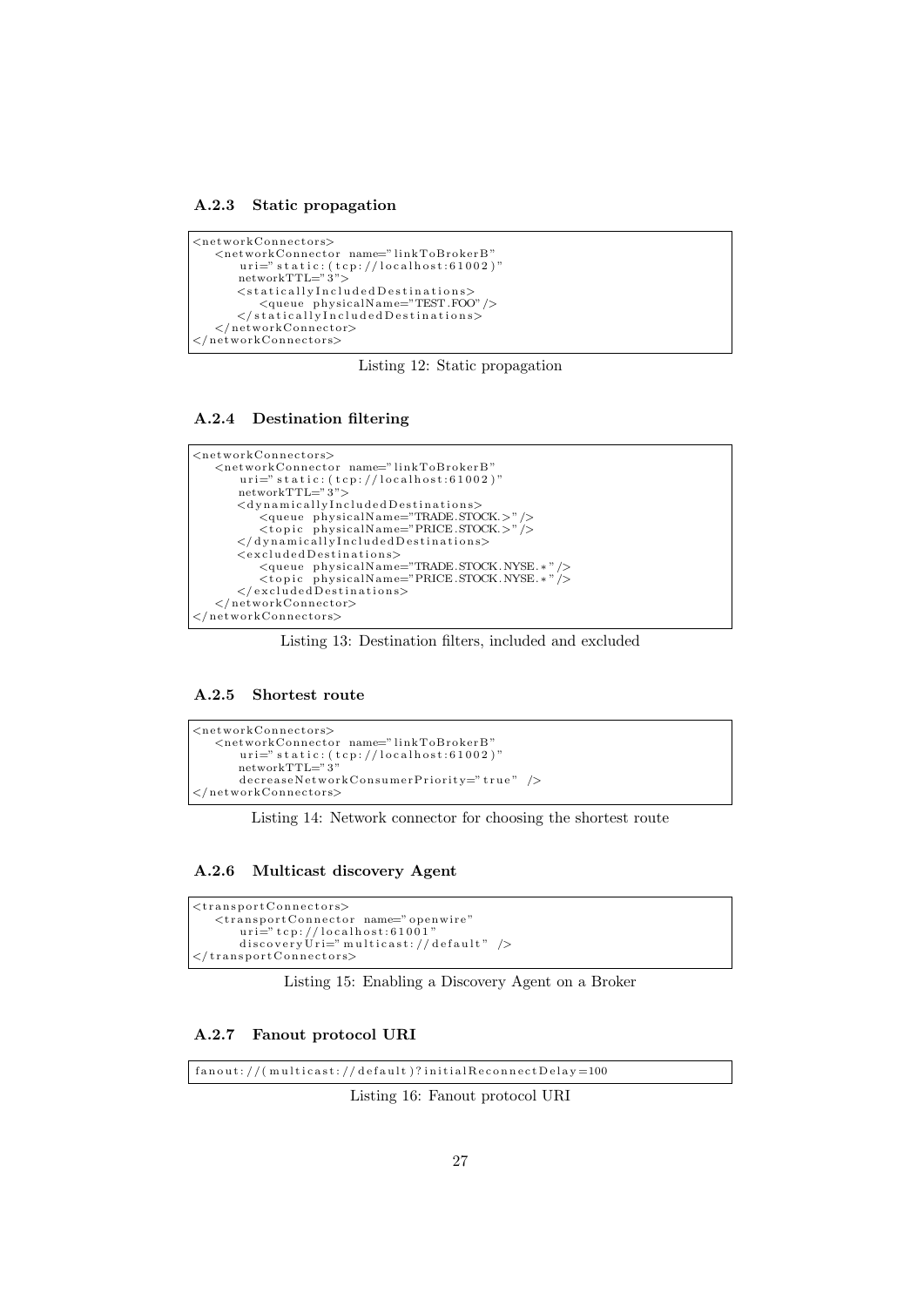### A.2.3 Static propagation

```
<networkConnectors>
   <networkConnector name="linkToBrokerB"
       uri="static:(tcp://localhost:61002)"
       networkTTL="3">
       <staticallyIncludedDestinations>
           <queue physicalName="TEST.FOO"/>
       </staticallyIncludedDestinations>
   </networkConnector>
</networkConnectors>
```

Listing 12: Static propagation

### A.2.4 Destination filtering

```
<networkConnectors>
   <networkConnector name="linkToBrokerB"
       uri="static:(tcp://localhost:61002)"
       networkTTL="3">
       <dynamicallyIncludedDestinations>
           <queue physicalName="TRADE.STOCK.>"/>
           <topic physicalName="PRICE.STOCK.>"/>
       </dynamicallyIncludedDestinations>
       <excludedDestinations>
           <queue physicalName="TRADE.STOCK.NYSE.*"/>
           <topic physicalName="PRICE.STOCK.NYSE.*"/>
       </excludedDestinations>
   </networkConnector>
</networkConnectors>
```

Listing 13: Destination filters, included and excluded

### A.2.5 Shortest route

```
<networkConnectors>
   <networkConnector name="linkToBrokerB"
       uri="static:(tcp://localhost:61002)"
       networkTTL="3"
       decreaseNetworkConsumerPriority="true" />
</networkConnectors>
```

Listing 14: Network connector for choosing the shortest route

### A.2.6 Multicast discovery Agent

```
<transportConnectors>
   <transportConnector name="openwire"
       uri="tcp://localhost:61001"
       discoveryUri="multicast://default" />
</transportConnectors>
```

Listing 15: Enabling a Discovery Agent on a Broker

### A.2.7 Fanout protocol URI

```
fanout://(multicast://default)?initialReconnectDelay=100
```

Listing 16: Fanout protocol URI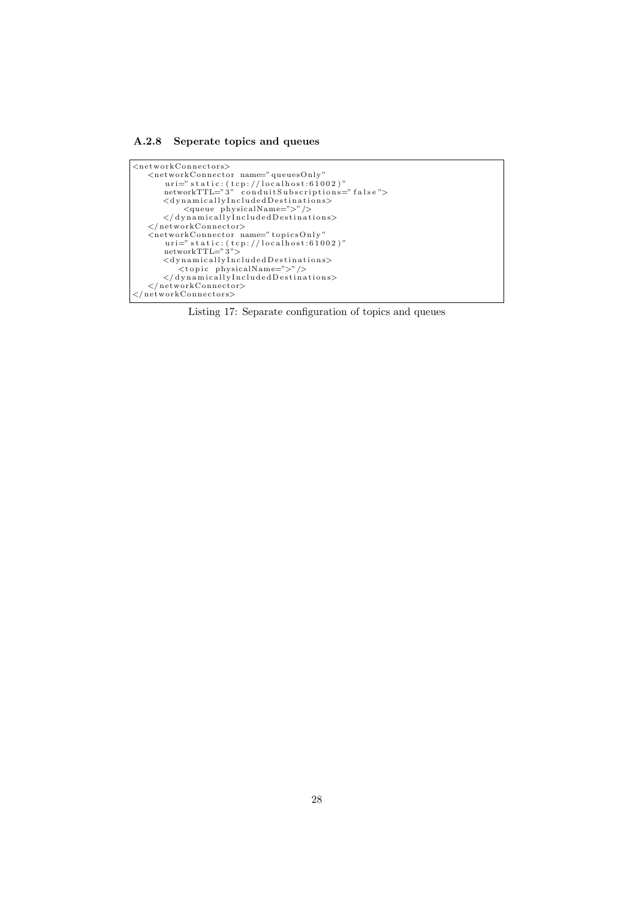### A.2.8 Seperate topics and queues

```
<networkConnectors>
    <networkConnector name="queuesOnly"
        uri="static:(tcp://localhost:61002)"
        networkTTL="3" conduitSubscriptions="false">
        <dynamicallyIncludedDestinations>
            <queue physicalName=">"/>
        </dynamicallyIncludedDestinations>
    </networkConnector>
    <networkConnector name="topicsOnly"
        uri="static:(tcp://localhost:61002)"
        networkTTL="3">
        <dynamicallyIncludedDestinations>
            <topic physicalName=">"/>
        </dynamicallyIncludedDestinations>
    </networkConnector>
</networkConnectors>
```

Listing 17: Separate configuration of topics and queues